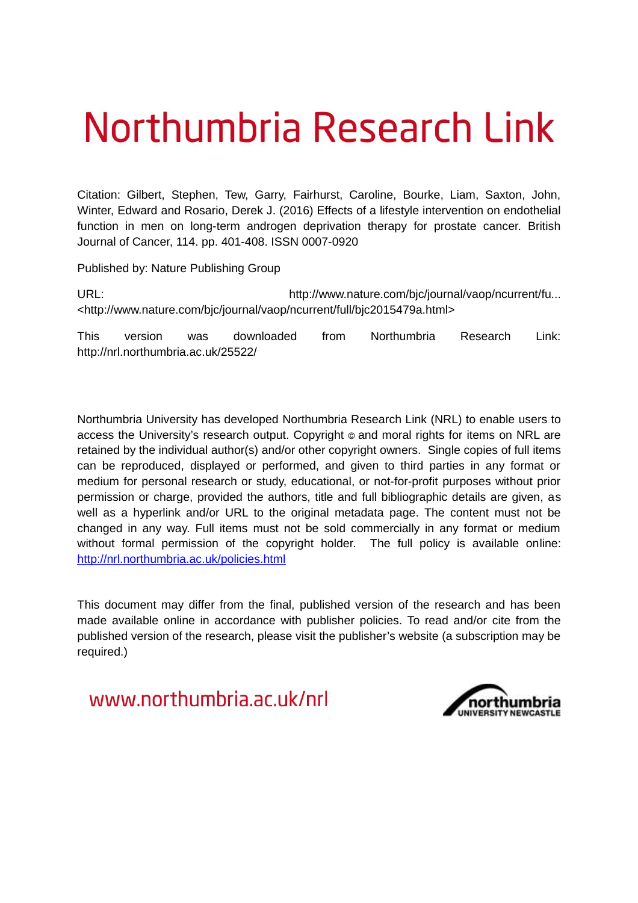# Northumbria Research Link

Citation: Gilbert, Stephen, Tew, Garry, Fairhurst, Caroline, Bourke, Liam, Saxton, John, Winter, Edward and Rosario, Derek J. (2016) Effects of a lifestyle intervention on endothelial function in men on long-term androgen deprivation therapy for prostate cancer. British Journal of Cancer, 114. pp. 401-408. ISSN 0007-0920

Published by: Nature Publishing Group

URL: http://www.nature.com/bjc/journal/vaop/ncurrent/fu... <http://www.nature.com/bjc/journal/vaop/ncurrent/full/bjc2015479a.html>

This version was downloaded from Northumbria Research Link: http://nrl.northumbria.ac.uk/25522/

Northumbria University has developed Northumbria Research Link (NRL) to enable users to access the University's research output. Copyright © and moral rights for items on NRL are retained by the individual author(s) and/or other copyright owners. Single copies of full items can be reproduced, displayed or performed, and given to third parties in any format or medium for personal research or study, educational, or not-for-profit purposes without prior permission or charge, provided the authors, title and full bibliographic details are given, as well as a hyperlink and/or URL to the original metadata page. The content must not be changed in any way. Full items must not be sold commercially in any format or medium without formal permission of the copyright holder. The full policy is available online: http://nrl.northumbria.ac.uk/policies.html

This document may differ from the final, published version of the research and has been made available online in accordance with publisher policies. To read and/or cite from the published version of the research, please visit the publisher's website (a subscription may be required.)

www.northumbria.ac.uk/nrl

northumbria UNIVERSITY NEWCASTLE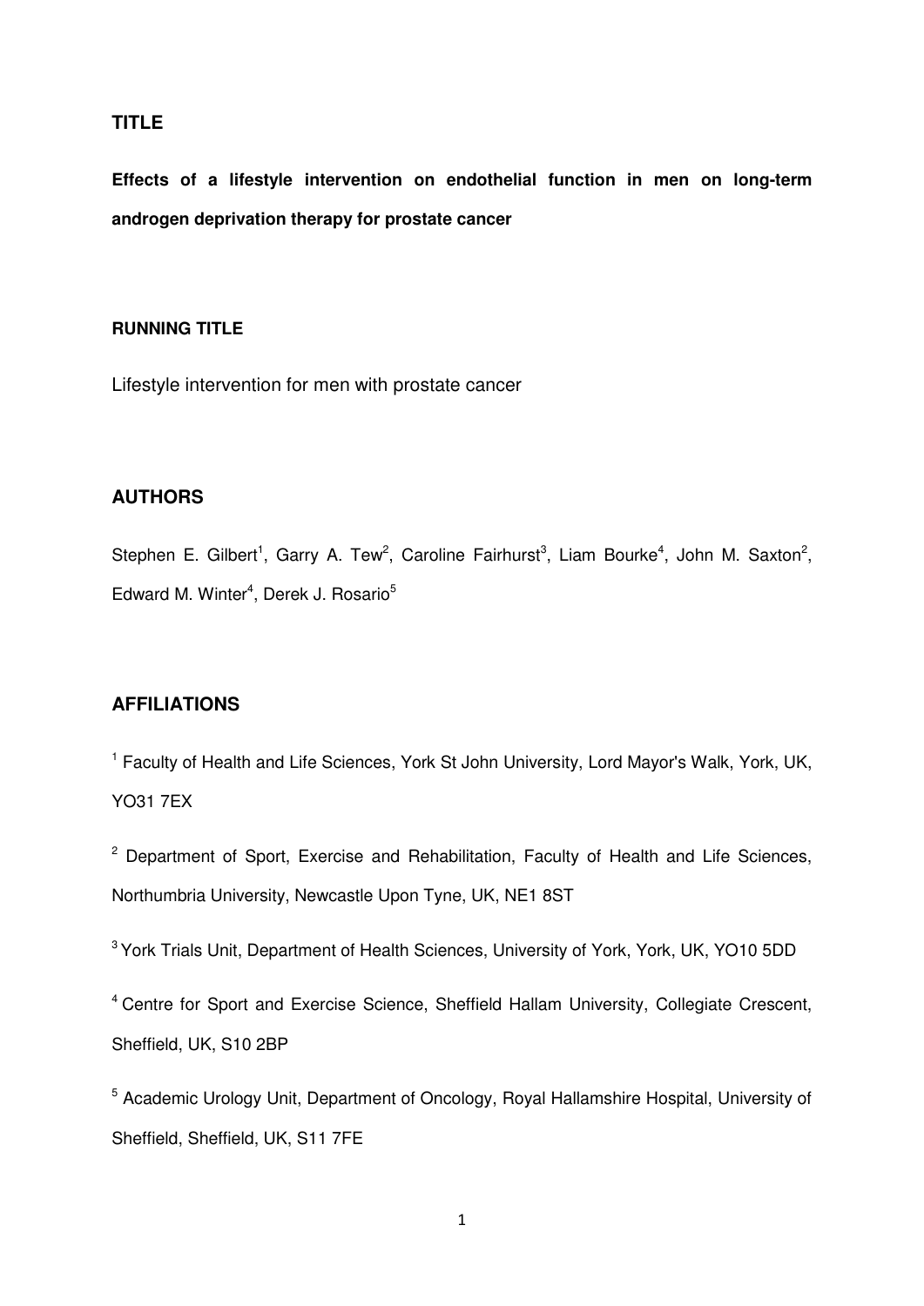## TITLE

**Effects of a lifestyle intervention on endothelial function in men on long-term androgen deprivation therapy for prostate cancer**

## RUNNING TITLE

Lifestyle intervention for men with prostate cancer

## AUTHORS

Stephen E. Gilbert[1], Garry A. Tew[2], Caroline Fairhurst[3], Liam Bourke[4], John M. Saxton[2], Edward M. Winter[4], Derek J. Rosario[5]

## AFFILIATIONS

[1] Faculty of Health and Life Sciences, York St John University, Lord Mayor's Walk, York, UK, YO31 7EX

[2] Department of Sport, Exercise and Rehabilitation, Faculty of Health and Life Sciences, Northumbria University, Newcastle Upon Tyne, UK, NE1 8ST

[3] York Trials Unit, Department of Health Sciences, University of York, York, UK, YO10 5DD

[4] Centre for Sport and Exercise Science, Sheffield Hallam University, Collegiate Crescent, Sheffield, UK, S10 2BP

[5] Academic Urology Unit, Department of Oncology, Royal Hallamshire Hospital, University of Sheffield, Sheffield, UK, S11 7FE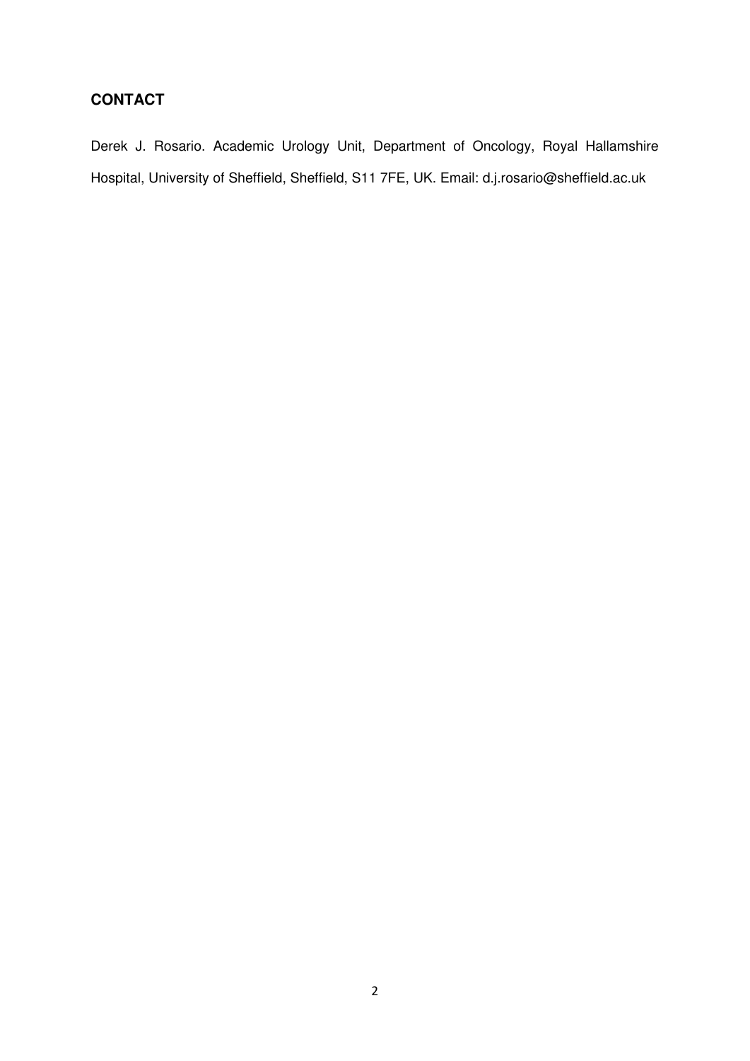## CONTACT

Derek J. Rosario. Academic Urology Unit, Department of Oncology, Royal Hallamshire Hospital, University of Sheffield, Sheffield, S11 7FE, UK. Email: d.j.rosario@sheffield.ac.uk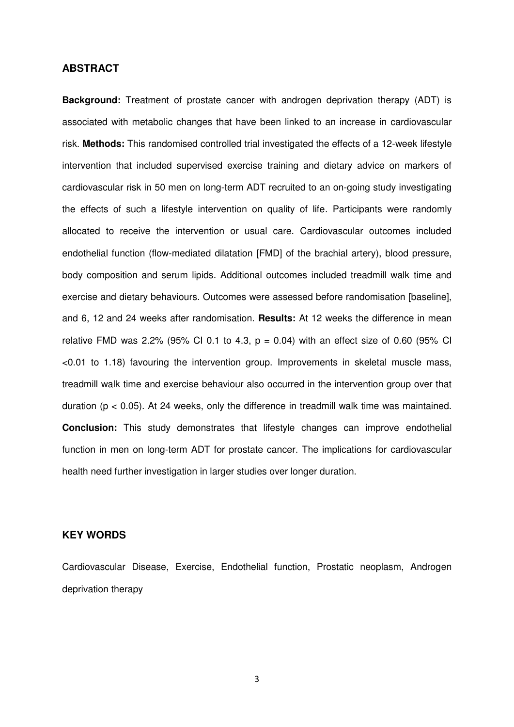## ABSTRACT

**Background:** Treatment of prostate cancer with androgen deprivation therapy (ADT) is associated with metabolic changes that have been linked to an increase in cardiovascular risk. **Methods:** This randomised controlled trial investigated the effects of a 12-week lifestyle intervention that included supervised exercise training and dietary advice on markers of cardiovascular risk in 50 men on long-term ADT recruited to an on-going study investigating the effects of such a lifestyle intervention on quality of life. Participants were randomly allocated to receive the intervention or usual care. Cardiovascular outcomes included endothelial function (flow-mediated dilatation [FMD] of the brachial artery), blood pressure, body composition and serum lipids. Additional outcomes included treadmill walk time and exercise and dietary behaviours. Outcomes were assessed before randomisation [baseline], and 6, 12 and 24 weeks after randomisation. **Results:** At 12 weeks the difference in mean relative FMD was 2.2% (95% CI 0.1 to 4.3, $p = 0.04$) with an effect size of 0.60 (95% CI <0.01 to 1.18) favouring the intervention group. Improvements in skeletal muscle mass, treadmill walk time and exercise behaviour also occurred in the intervention group over that duration ($p < 0.05$). At 24 weeks, only the difference in treadmill walk time was maintained. **Conclusion:** This study demonstrates that lifestyle changes can improve endothelial function in men on long-term ADT for prostate cancer. The implications for cardiovascular health need further investigation in larger studies over longer duration.

## KEY WORDS

Cardiovascular Disease, Exercise, Endothelial function, Prostatic neoplasm, Androgen deprivation therapy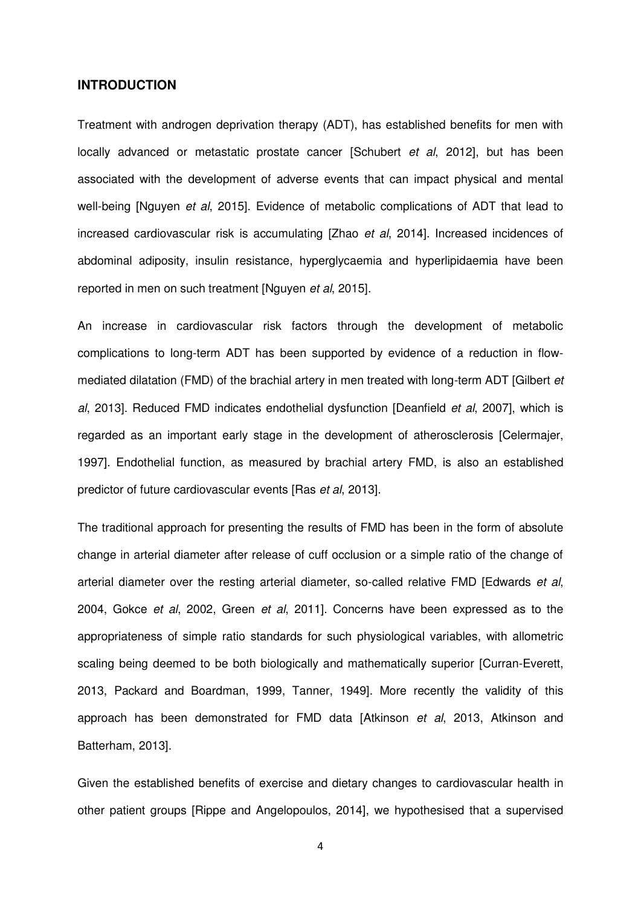## INTRODUCTION

Treatment with androgen deprivation therapy (ADT), has established benefits for men with locally advanced or metastatic prostate cancer [Schubert *et al*, 2012], but has been associated with the development of adverse events that can impact physical and mental well-being [Nguyen *et al*, 2015]. Evidence of metabolic complications of ADT that lead to increased cardiovascular risk is accumulating [Zhao *et al*, 2014]. Increased incidences of abdominal adiposity, insulin resistance, hyperglycaemia and hyperlipidaemia have been reported in men on such treatment [Nguyen *et al*, 2015].

An increase in cardiovascular risk factors through the development of metabolic complications to long-term ADT has been supported by evidence of a reduction in flow-mediated dilatation (FMD) of the brachial artery in men treated with long-term ADT [Gilbert *et al*, 2013]. Reduced FMD indicates endothelial dysfunction [Deanfield *et al*, 2007], which is regarded as an important early stage in the development of atherosclerosis [Celermajer, 1997]. Endothelial function, as measured by brachial artery FMD, is also an established predictor of future cardiovascular events [Ras *et al*, 2013].

The traditional approach for presenting the results of FMD has been in the form of absolute change in arterial diameter after release of cuff occlusion or a simple ratio of the change of arterial diameter over the resting arterial diameter, so-called relative FMD [Edwards *et al*, 2004, Gokce *et al*, 2002, Green *et al*, 2011]. Concerns have been expressed as to the appropriateness of simple ratio standards for such physiological variables, with allometric scaling being deemed to be both biologically and mathematically superior [Curran-Everett, 2013, Packard and Boardman, 1999, Tanner, 1949]. More recently the validity of this approach has been demonstrated for FMD data [Atkinson *et al*, 2013, Atkinson and Batterham, 2013].

Given the established benefits of exercise and dietary changes to cardiovascular health in other patient groups [Rippe and Angelopoulos, 2014], we hypothesised that a supervised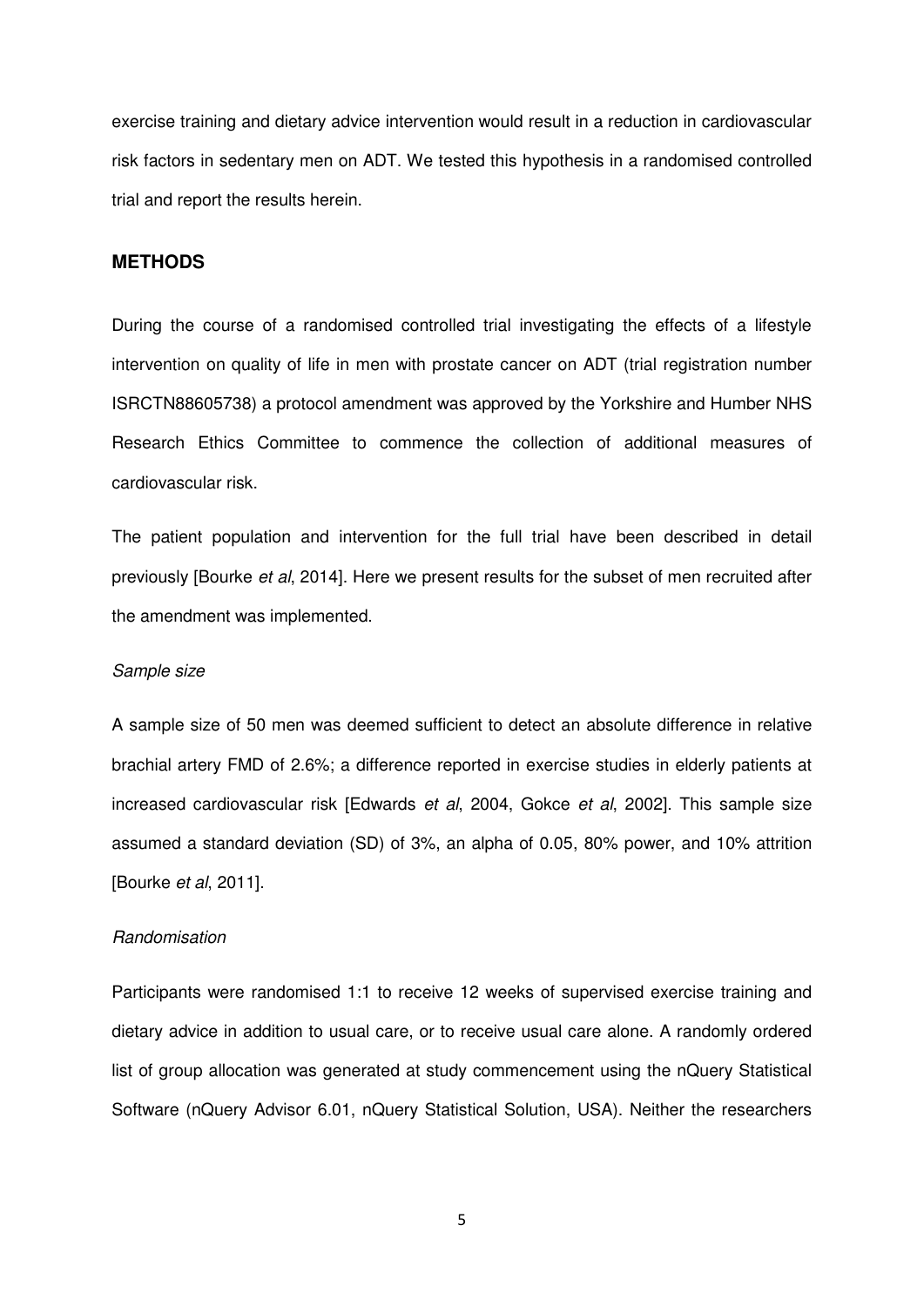exercise training and dietary advice intervention would result in a reduction in cardiovascular risk factors in sedentary men on ADT. We tested this hypothesis in a randomised controlled trial and report the results herein.

## METHODS

During the course of a randomised controlled trial investigating the effects of a lifestyle intervention on quality of life in men with prostate cancer on ADT (trial registration number ISRCTN88605738) a protocol amendment was approved by the Yorkshire and Humber NHS Research Ethics Committee to commence the collection of additional measures of cardiovascular risk.

The patient population and intervention for the full trial have been described in detail previously [Bourke *et al*, 2014]. Here we present results for the subset of men recruited after the amendment was implemented.

### *Sample size*

A sample size of 50 men was deemed sufficient to detect an absolute difference in relative brachial artery FMD of 2.6%; a difference reported in exercise studies in elderly patients at increased cardiovascular risk [Edwards *et al*, 2004, Gokce *et al*, 2002]. This sample size assumed a standard deviation (SD) of 3%, an alpha of 0.05, 80% power, and 10% attrition [Bourke *et al*, 2011].

### *Randomisation*

Participants were randomised 1:1 to receive 12 weeks of supervised exercise training and dietary advice in addition to usual care, or to receive usual care alone. A randomly ordered list of group allocation was generated at study commencement using the nQuery Statistical Software (nQuery Advisor 6.01, nQuery Statistical Solution, USA). Neither the researchers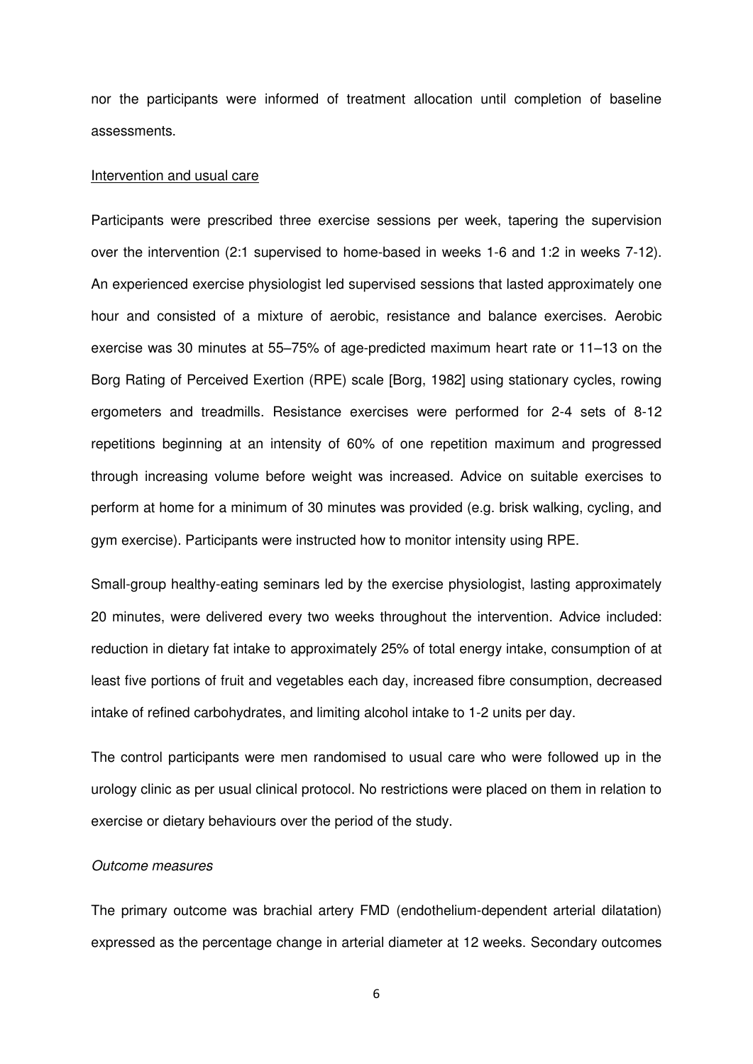nor the participants were informed of treatment allocation until completion of baseline assessments.

<u>Intervention and usual care</u>

Participants were prescribed three exercise sessions per week, tapering the supervision over the intervention (2:1 supervised to home-based in weeks 1-6 and 1:2 in weeks 7-12). An experienced exercise physiologist led supervised sessions that lasted approximately one hour and consisted of a mixture of aerobic, resistance and balance exercises. Aerobic exercise was 30 minutes at 55–75% of age-predicted maximum heart rate or 11–13 on the Borg Rating of Perceived Exertion (RPE) scale [Borg, 1982] using stationary cycles, rowing ergometers and treadmills. Resistance exercises were performed for 2-4 sets of 8-12 repetitions beginning at an intensity of 60% of one repetition maximum and progressed through increasing volume before weight was increased. Advice on suitable exercises to perform at home for a minimum of 30 minutes was provided (e.g. brisk walking, cycling, and gym exercise). Participants were instructed how to monitor intensity using RPE.

Small-group healthy-eating seminars led by the exercise physiologist, lasting approximately 20 minutes, were delivered every two weeks throughout the intervention. Advice included: reduction in dietary fat intake to approximately 25% of total energy intake, consumption of at least five portions of fruit and vegetables each day, increased fibre consumption, decreased intake of refined carbohydrates, and limiting alcohol intake to 1-2 units per day.

The control participants were men randomised to usual care who were followed up in the urology clinic as per usual clinical protocol. No restrictions were placed on them in relation to exercise or dietary behaviours over the period of the study.

*Outcome measures*

The primary outcome was brachial artery FMD (endothelium-dependent arterial dilatation) expressed as the percentage change in arterial diameter at 12 weeks. Secondary outcomes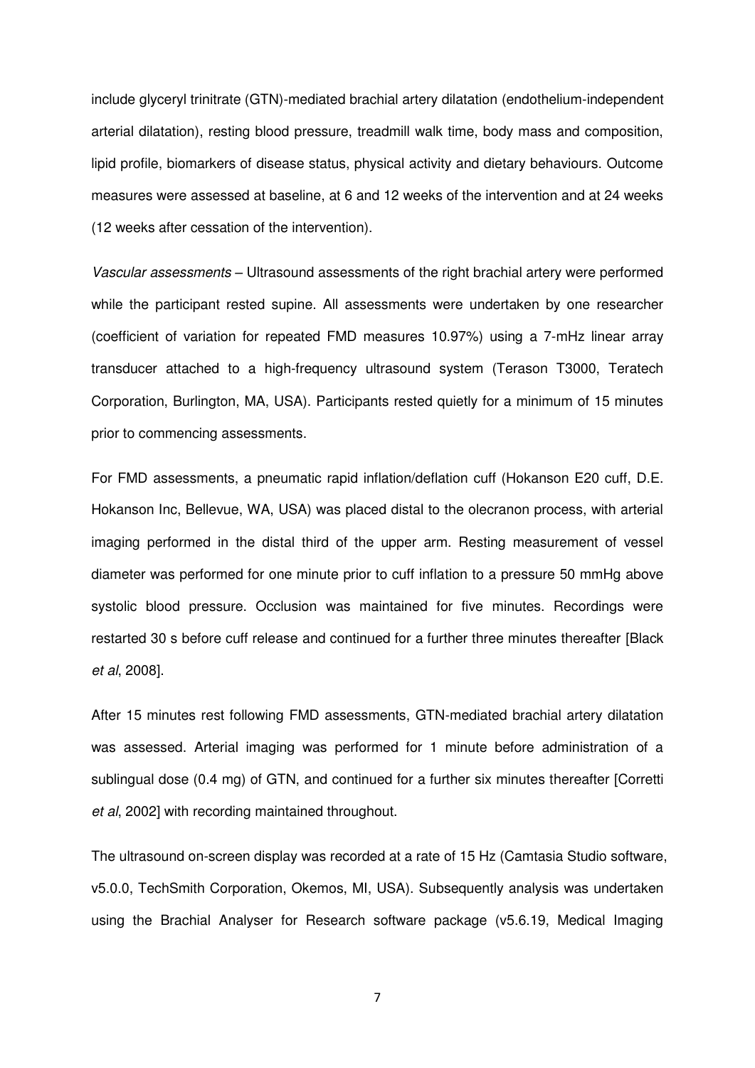include glyceryl trinitrate (GTN)-mediated brachial artery dilatation (endothelium-independent arterial dilatation), resting blood pressure, treadmill walk time, body mass and composition, lipid profile, biomarkers of disease status, physical activity and dietary behaviours. Outcome measures were assessed at baseline, at 6 and 12 weeks of the intervention and at 24 weeks (12 weeks after cessation of the intervention).

*Vascular assessments* – Ultrasound assessments of the right brachial artery were performed while the participant rested supine. All assessments were undertaken by one researcher (coefficient of variation for repeated FMD measures 10.97%) using a 7-mHz linear array transducer attached to a high-frequency ultrasound system (Terason T3000, Teratech Corporation, Burlington, MA, USA). Participants rested quietly for a minimum of 15 minutes prior to commencing assessments.

For FMD assessments, a pneumatic rapid inflation/deflation cuff (Hokanson E20 cuff, D.E. Hokanson Inc, Bellevue, WA, USA) was placed distal to the olecranon process, with arterial imaging performed in the distal third of the upper arm. Resting measurement of vessel diameter was performed for one minute prior to cuff inflation to a pressure 50 mmHg above systolic blood pressure. Occlusion was maintained for five minutes. Recordings were restarted 30 s before cuff release and continued for a further three minutes thereafter [Black *et al*, 2008].

After 15 minutes rest following FMD assessments, GTN-mediated brachial artery dilatation was assessed. Arterial imaging was performed for 1 minute before administration of a sublingual dose (0.4 mg) of GTN, and continued for a further six minutes thereafter [Corretti *et al*, 2002] with recording maintained throughout.

The ultrasound on-screen display was recorded at a rate of 15 Hz (Camtasia Studio software, v5.0.0, TechSmith Corporation, Okemos, MI, USA). Subsequently analysis was undertaken using the Brachial Analyser for Research software package (v5.6.19, Medical Imaging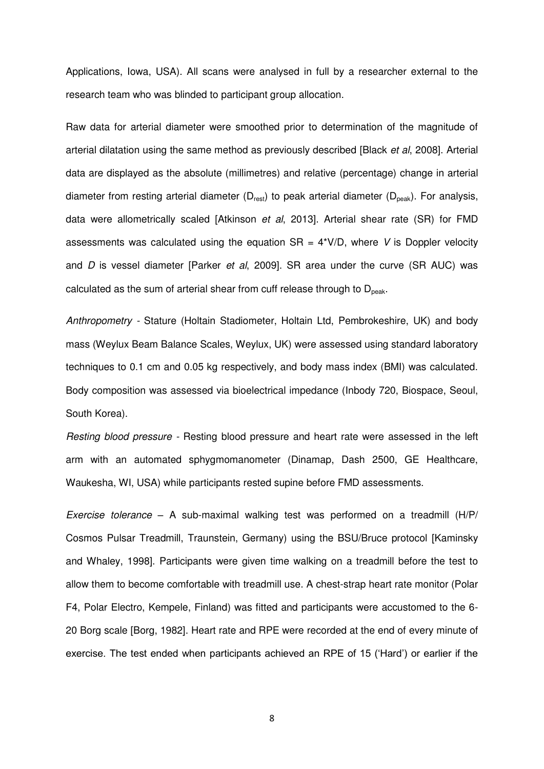Applications, Iowa, USA). All scans were analysed in full by a researcher external to the research team who was blinded to participant group allocation.

Raw data for arterial diameter were smoothed prior to determination of the magnitude of arterial dilatation using the same method as previously described [Black *et al*, 2008]. Arterial data are displayed as the absolute (millimetres) and relative (percentage) change in arterial diameter from resting arterial diameter ($D_{rest}$) to peak arterial diameter ($D_{peak}$). For analysis, data were allometrically scaled [Atkinson *et al*, 2013]. Arterial shear rate (SR) for FMD assessments was calculated using the equation $SR = 4*V/D$, where $V$ is Doppler velocity and $D$ is vessel diameter [Parker *et al*, 2009]. SR area under the curve (SR AUC) was calculated as the sum of arterial shear from cuff release through to $D_{peak}$.

*Anthropometry* - Stature (Holtain Stadiometer, Holtain Ltd, Pembrokeshire, UK) and body mass (Weylux Beam Balance Scales, Weylux, UK) were assessed using standard laboratory techniques to 0.1 cm and 0.05 kg respectively, and body mass index (BMI) was calculated. Body composition was assessed via bioelectrical impedance (Inbody 720, Biospace, Seoul, South Korea).

*Resting blood pressure* - Resting blood pressure and heart rate were assessed in the left arm with an automated sphygmomanometer (Dinamap, Dash 2500, GE Healthcare, Waukesha, WI, USA) while participants rested supine before FMD assessments.

*Exercise tolerance* – A sub-maximal walking test was performed on a treadmill (H/P/ Cosmos Pulsar Treadmill, Traunstein, Germany) using the BSU/Bruce protocol [Kaminsky and Whaley, 1998]. Participants were given time walking on a treadmill before the test to allow them to become comfortable with treadmill use. A chest-strap heart rate monitor (Polar F4, Polar Electro, Kempele, Finland) was fitted and participants were accustomed to the 6-20 Borg scale [Borg, 1982]. Heart rate and RPE were recorded at the end of every minute of exercise. The test ended when participants achieved an RPE of 15 ('Hard') or earlier if the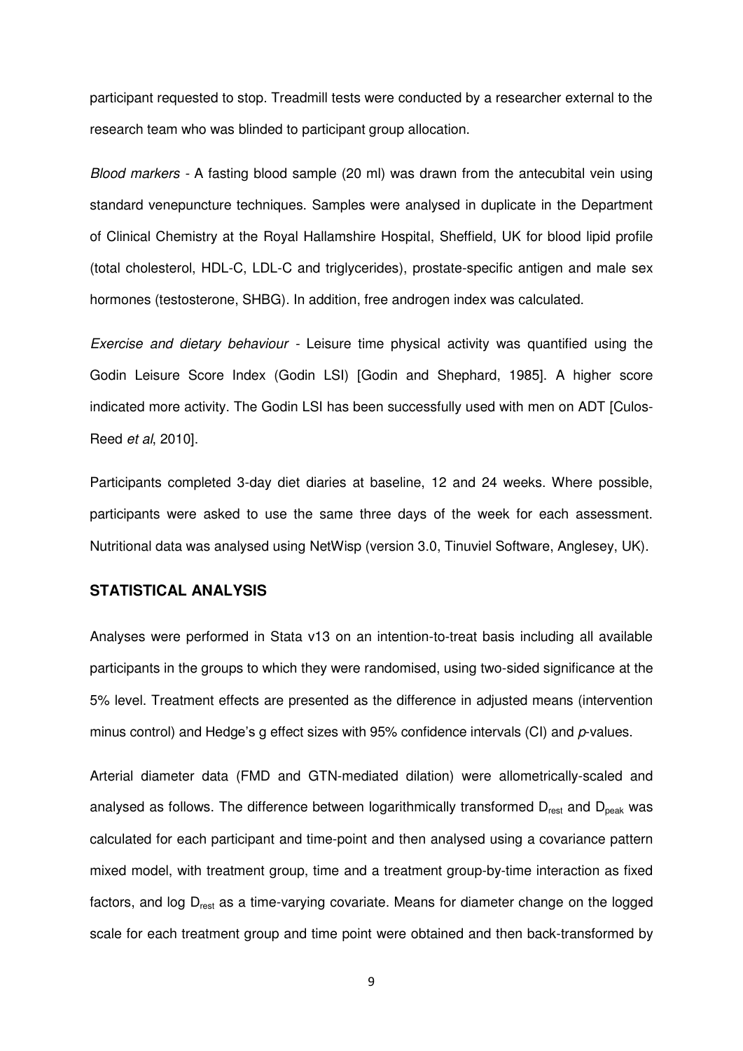participant requested to stop. Treadmill tests were conducted by a researcher external to the research team who was blinded to participant group allocation.

*Blood markers* - A fasting blood sample (20 ml) was drawn from the antecubital vein using standard venepuncture techniques. Samples were analysed in duplicate in the Department of Clinical Chemistry at the Royal Hallamshire Hospital, Sheffield, UK for blood lipid profile (total cholesterol, HDL-C, LDL-C and triglycerides), prostate-specific antigen and male sex hormones (testosterone, SHBG). In addition, free androgen index was calculated.

*Exercise and dietary behaviour* - Leisure time physical activity was quantified using the Godin Leisure Score Index (Godin LSI) [Godin and Shephard, 1985]. A higher score indicated more activity. The Godin LSI has been successfully used with men on ADT [Culos-Reed *et al*, 2010].

Participants completed 3-day diet diaries at baseline, 12 and 24 weeks. Where possible, participants were asked to use the same three days of the week for each assessment. Nutritional data was analysed using NetWisp (version 3.0, Tinuviel Software, Anglesey, UK).

## STATISTICAL ANALYSIS

Analyses were performed in Stata v13 on an intention-to-treat basis including all available participants in the groups to which they were randomised, using two-sided significance at the 5% level. Treatment effects are presented as the difference in adjusted means (intervention minus control) and Hedge's g effect sizes with 95% confidence intervals (CI) and *p*-values.

Arterial diameter data (FMD and GTN-mediated dilation) were allometrically-scaled and analysed as follows. The difference between logarithmically transformed $D_{rest}$ and $D_{peak}$ was calculated for each participant and time-point and then analysed using a covariance pattern mixed model, with treatment group, time and a treatment group-by-time interaction as fixed factors, and log $D_{rest}$ as a time-varying covariate. Means for diameter change on the logged scale for each treatment group and time point were obtained and then back-transformed by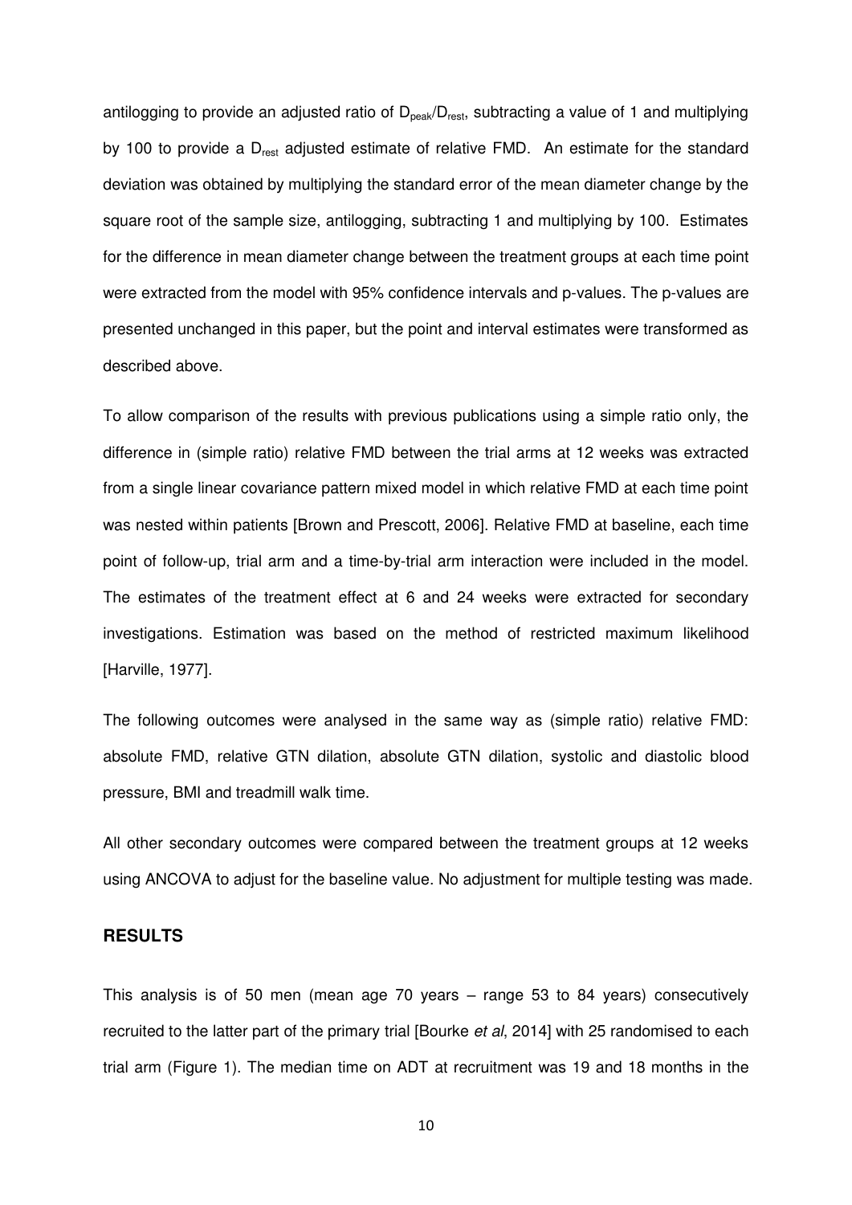antilogging to provide an adjusted ratio of $D_{peak}/D_{rest}$, subtracting a value of 1 and multiplying by 100 to provide a $D_{rest}$ adjusted estimate of relative FMD. An estimate for the standard deviation was obtained by multiplying the standard error of the mean diameter change by the square root of the sample size, antilogging, subtracting 1 and multiplying by 100. Estimates for the difference in mean diameter change between the treatment groups at each time point were extracted from the model with 95% confidence intervals and p-values. The p-values are presented unchanged in this paper, but the point and interval estimates were transformed as described above.

To allow comparison of the results with previous publications using a simple ratio only, the difference in (simple ratio) relative FMD between the trial arms at 12 weeks was extracted from a single linear covariance pattern mixed model in which relative FMD at each time point was nested within patients [Brown and Prescott, 2006]. Relative FMD at baseline, each time point of follow-up, trial arm and a time-by-trial arm interaction were included in the model. The estimates of the treatment effect at 6 and 24 weeks were extracted for secondary investigations. Estimation was based on the method of restricted maximum likelihood [Harville, 1977].

The following outcomes were analysed in the same way as (simple ratio) relative FMD: absolute FMD, relative GTN dilation, absolute GTN dilation, systolic and diastolic blood pressure, BMI and treadmill walk time.

All other secondary outcomes were compared between the treatment groups at 12 weeks using ANCOVA to adjust for the baseline value. No adjustment for multiple testing was made.

## RESULTS

This analysis is of 50 men (mean age 70 years – range 53 to 84 years) consecutively recruited to the latter part of the primary trial [Bourke *et al*, 2014] with 25 randomised to each trial arm (Figure 1). The median time on ADT at recruitment was 19 and 18 months in the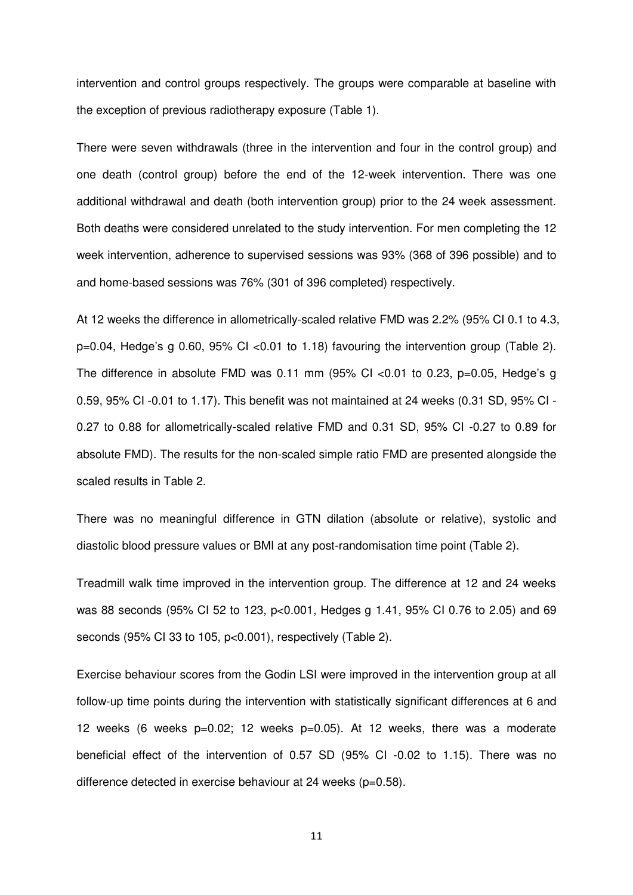intervention and control groups respectively. The groups were comparable at baseline with the exception of previous radiotherapy exposure (Table 1).

There were seven withdrawals (three in the intervention and four in the control group) and one death (control group) before the end of the 12-week intervention. There was one additional withdrawal and death (both intervention group) prior to the 24 week assessment. Both deaths were considered unrelated to the study intervention. For men completing the 12 week intervention, adherence to supervised sessions was 93% (368 of 396 possible) and to and home-based sessions was 76% (301 of 396 completed) respectively.

At 12 weeks the difference in allometrically-scaled relative FMD was 2.2% (95% CI 0.1 to 4.3, p=0.04, Hedge's g 0.60, 95% CI <0.01 to 1.18) favouring the intervention group (Table 2). The difference in absolute FMD was 0.11 mm (95% CI <0.01 to 0.23, p=0.05, Hedge's g 0.59, 95% CI -0.01 to 1.17). This benefit was not maintained at 24 weeks (0.31 SD, 95% CI -0.27 to 0.88 for allometrically-scaled relative FMD and 0.31 SD, 95% CI -0.27 to 0.89 for absolute FMD). The results for the non-scaled simple ratio FMD are presented alongside the scaled results in Table 2.

There was no meaningful difference in GTN dilation (absolute or relative), systolic and diastolic blood pressure values or BMI at any post-randomisation time point (Table 2).

Treadmill walk time improved in the intervention group. The difference at 12 and 24 weeks was 88 seconds (95% CI 52 to 123, p<0.001, Hedges g 1.41, 95% CI 0.76 to 2.05) and 69 seconds (95% CI 33 to 105, p<0.001), respectively (Table 2).

Exercise behaviour scores from the Godin LSI were improved in the intervention group at all follow-up time points during the intervention with statistically significant differences at 6 and 12 weeks (6 weeks p=0.02; 12 weeks p=0.05). At 12 weeks, there was a moderate beneficial effect of the intervention of 0.57 SD (95% CI -0.02 to 1.15). There was no difference detected in exercise behaviour at 24 weeks (p=0.58).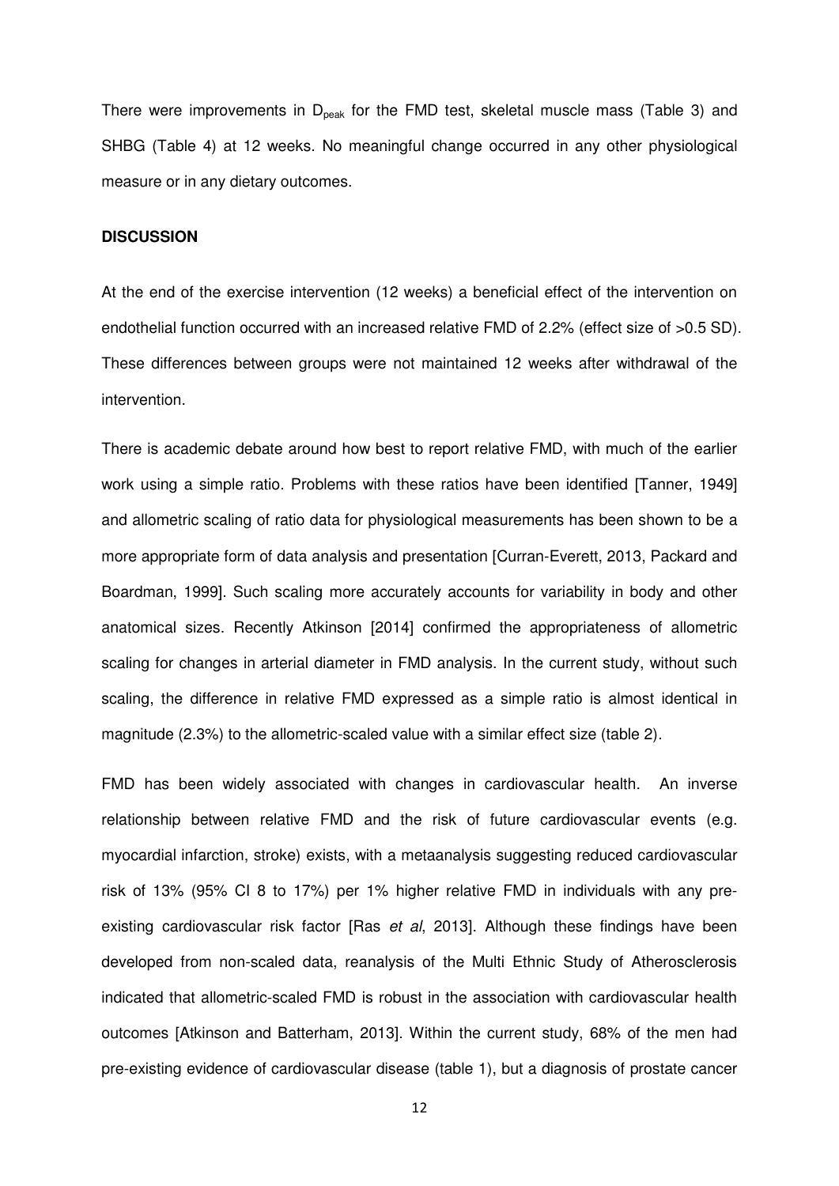There were improvements in $D_{peak}$ for the FMD test, skeletal muscle mass (Table 3) and SHBG (Table 4) at 12 weeks. No meaningful change occurred in any other physiological measure or in any dietary outcomes.

## DISCUSSION

At the end of the exercise intervention (12 weeks) a beneficial effect of the intervention on endothelial function occurred with an increased relative FMD of 2.2% (effect size of >0.5 SD). These differences between groups were not maintained 12 weeks after withdrawal of the intervention.

There is academic debate around how best to report relative FMD, with much of the earlier work using a simple ratio. Problems with these ratios have been identified [Tanner, 1949] and allometric scaling of ratio data for physiological measurements has been shown to be a more appropriate form of data analysis and presentation [Curran-Everett, 2013, Packard and Boardman, 1999]. Such scaling more accurately accounts for variability in body and other anatomical sizes. Recently Atkinson [2014] confirmed the appropriateness of allometric scaling for changes in arterial diameter in FMD analysis. In the current study, without such scaling, the difference in relative FMD expressed as a simple ratio is almost identical in magnitude (2.3%) to the allometric-scaled value with a similar effect size (table 2).

FMD has been widely associated with changes in cardiovascular health. An inverse relationship between relative FMD and the risk of future cardiovascular events (e.g. myocardial infarction, stroke) exists, with a metaanalysis suggesting reduced cardiovascular risk of 13% (95% CI 8 to 17%) per 1% higher relative FMD in individuals with any pre-existing cardiovascular risk factor [Ras *et al*, 2013]. Although these findings have been developed from non-scaled data, reanalysis of the Multi Ethnic Study of Atherosclerosis indicated that allometric-scaled FMD is robust in the association with cardiovascular health outcomes [Atkinson and Batterham, 2013]. Within the current study, 68% of the men had pre-existing evidence of cardiovascular disease (table 1), but a diagnosis of prostate cancer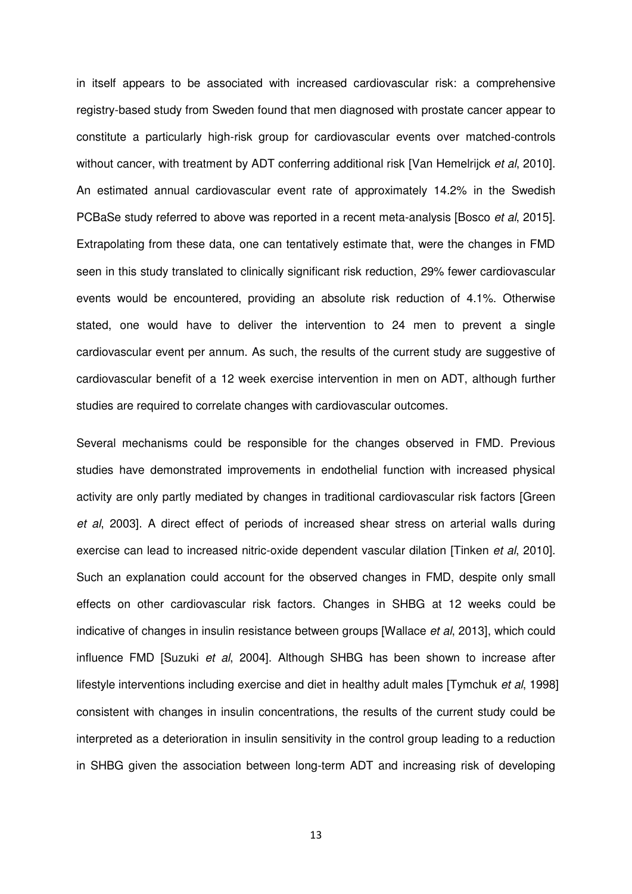in itself appears to be associated with increased cardiovascular risk: a comprehensive registry-based study from Sweden found that men diagnosed with prostate cancer appear to constitute a particularly high-risk group for cardiovascular events over matched-controls without cancer, with treatment by ADT conferring additional risk [Van Hemelrijck *et al*, 2010]. An estimated annual cardiovascular event rate of approximately 14.2% in the Swedish PCBaSe study referred to above was reported in a recent meta-analysis [Bosco *et al*, 2015]. Extrapolating from these data, one can tentatively estimate that, were the changes in FMD seen in this study translated to clinically significant risk reduction, 29% fewer cardiovascular events would be encountered, providing an absolute risk reduction of 4.1%. Otherwise stated, one would have to deliver the intervention to 24 men to prevent a single cardiovascular event per annum. As such, the results of the current study are suggestive of cardiovascular benefit of a 12 week exercise intervention in men on ADT, although further studies are required to correlate changes with cardiovascular outcomes.

Several mechanisms could be responsible for the changes observed in FMD. Previous studies have demonstrated improvements in endothelial function with increased physical activity are only partly mediated by changes in traditional cardiovascular risk factors [Green *et al*, 2003]. A direct effect of periods of increased shear stress on arterial walls during exercise can lead to increased nitric-oxide dependent vascular dilation [Tinken *et al*, 2010]. Such an explanation could account for the observed changes in FMD, despite only small effects on other cardiovascular risk factors. Changes in SHBG at 12 weeks could be indicative of changes in insulin resistance between groups [Wallace *et al*, 2013], which could influence FMD [Suzuki *et al*, 2004]. Although SHBG has been shown to increase after lifestyle interventions including exercise and diet in healthy adult males [Tymchuk *et al*, 1998] consistent with changes in insulin concentrations, the results of the current study could be interpreted as a deterioration in insulin sensitivity in the control group leading to a reduction in SHBG given the association between long-term ADT and increasing risk of developing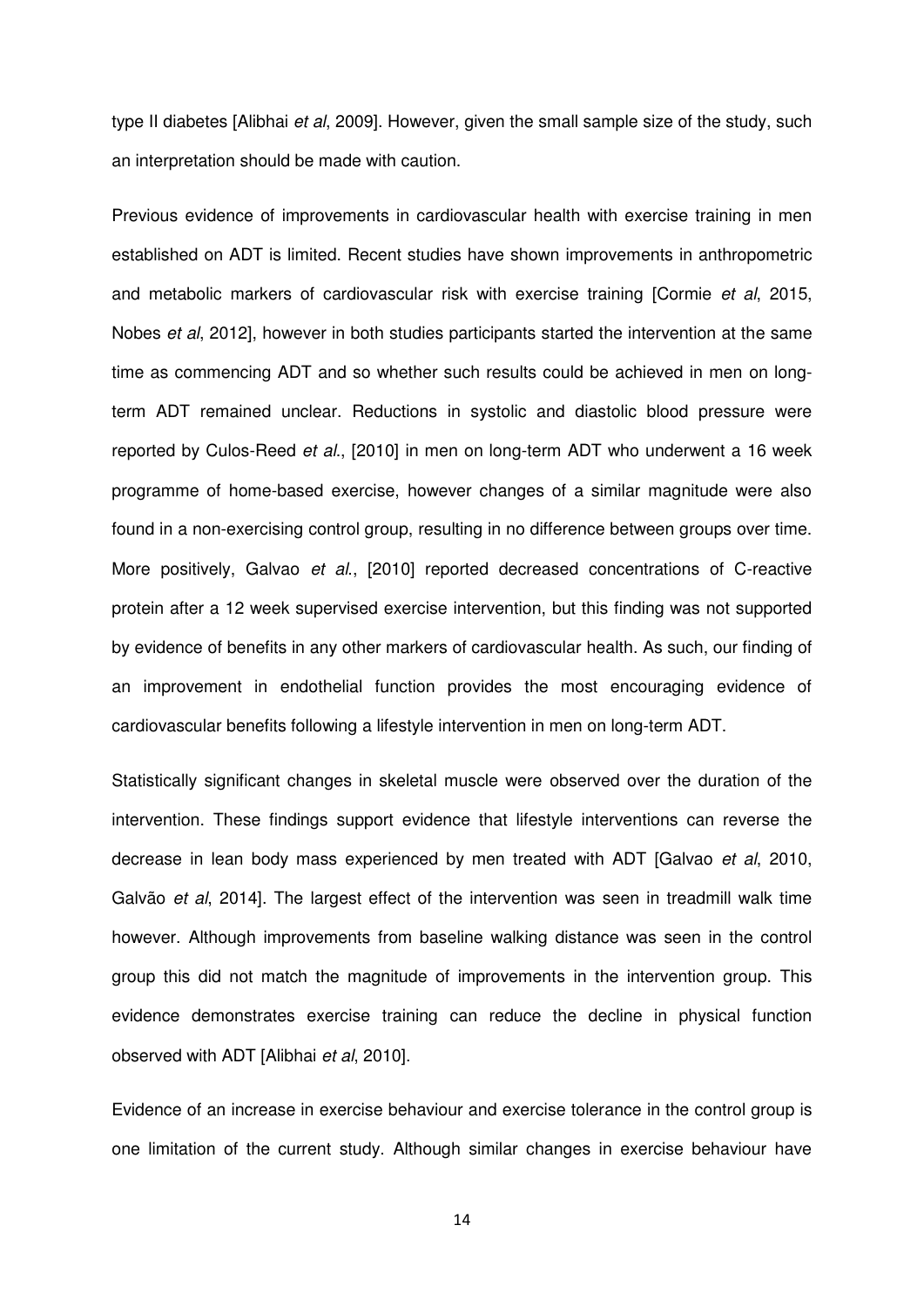type II diabetes [Alibhai *et al*, 2009]. However, given the small sample size of the study, such an interpretation should be made with caution.

Previous evidence of improvements in cardiovascular health with exercise training in men established on ADT is limited. Recent studies have shown improvements in anthropometric and metabolic markers of cardiovascular risk with exercise training [Cormie *et al*, 2015, Nobes *et al*, 2012], however in both studies participants started the intervention at the same time as commencing ADT and so whether such results could be achieved in men on long-term ADT remained unclear. Reductions in systolic and diastolic blood pressure were reported by Culos-Reed *et al*., [2010] in men on long-term ADT who underwent a 16 week programme of home-based exercise, however changes of a similar magnitude were also found in a non-exercising control group, resulting in no difference between groups over time. More positively, Galvao *et al*., [2010] reported decreased concentrations of C-reactive protein after a 12 week supervised exercise intervention, but this finding was not supported by evidence of benefits in any other markers of cardiovascular health. As such, our finding of an improvement in endothelial function provides the most encouraging evidence of cardiovascular benefits following a lifestyle intervention in men on long-term ADT.

Statistically significant changes in skeletal muscle were observed over the duration of the intervention. These findings support evidence that lifestyle interventions can reverse the decrease in lean body mass experienced by men treated with ADT [Galvao *et al*, 2010, Galvão *et al*, 2014]. The largest effect of the intervention was seen in treadmill walk time however. Although improvements from baseline walking distance was seen in the control group this did not match the magnitude of improvements in the intervention group. This evidence demonstrates exercise training can reduce the decline in physical function observed with ADT [Alibhai *et al*, 2010].

Evidence of an increase in exercise behaviour and exercise tolerance in the control group is one limitation of the current study. Although similar changes in exercise behaviour have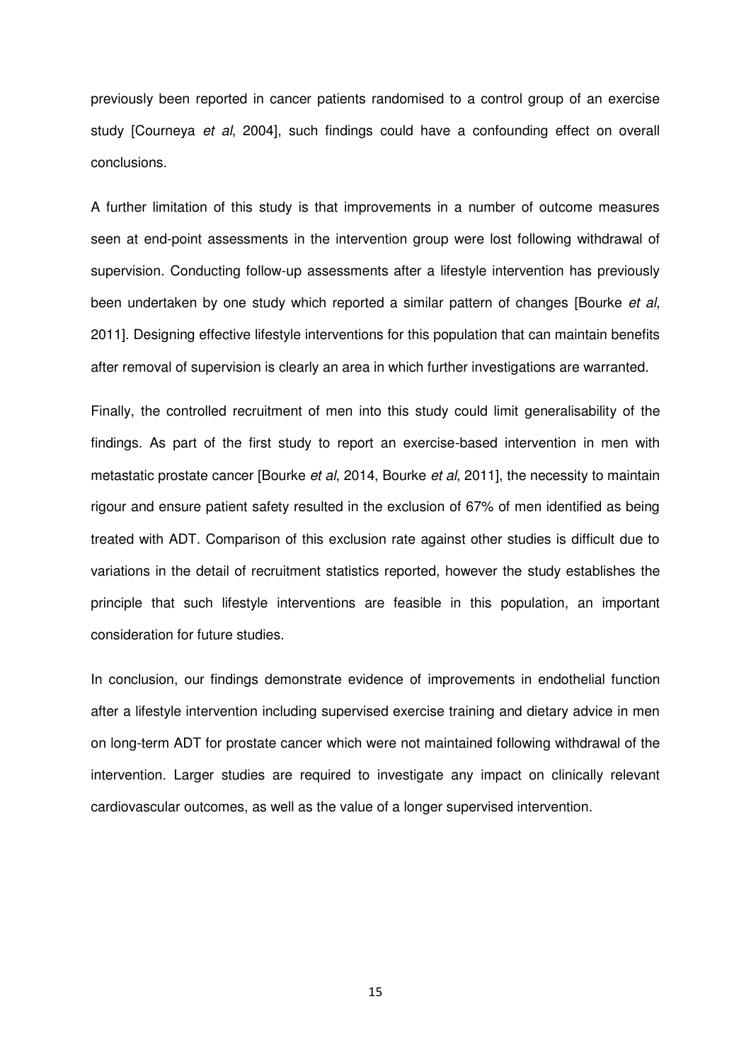previously been reported in cancer patients randomised to a control group of an exercise study [Courneya *et al*, 2004], such findings could have a confounding effect on overall conclusions.

A further limitation of this study is that improvements in a number of outcome measures seen at end-point assessments in the intervention group were lost following withdrawal of supervision. Conducting follow-up assessments after a lifestyle intervention has previously been undertaken by one study which reported a similar pattern of changes [Bourke *et al*, 2011]. Designing effective lifestyle interventions for this population that can maintain benefits after removal of supervision is clearly an area in which further investigations are warranted.

Finally, the controlled recruitment of men into this study could limit generalisability of the findings. As part of the first study to report an exercise-based intervention in men with metastatic prostate cancer [Bourke *et al*, 2014, Bourke *et al*, 2011], the necessity to maintain rigour and ensure patient safety resulted in the exclusion of 67% of men identified as being treated with ADT. Comparison of this exclusion rate against other studies is difficult due to variations in the detail of recruitment statistics reported, however the study establishes the principle that such lifestyle interventions are feasible in this population, an important consideration for future studies.

In conclusion, our findings demonstrate evidence of improvements in endothelial function after a lifestyle intervention including supervised exercise training and dietary advice in men on long-term ADT for prostate cancer which were not maintained following withdrawal of the intervention. Larger studies are required to investigate any impact on clinically relevant cardiovascular outcomes, as well as the value of a longer supervised intervention.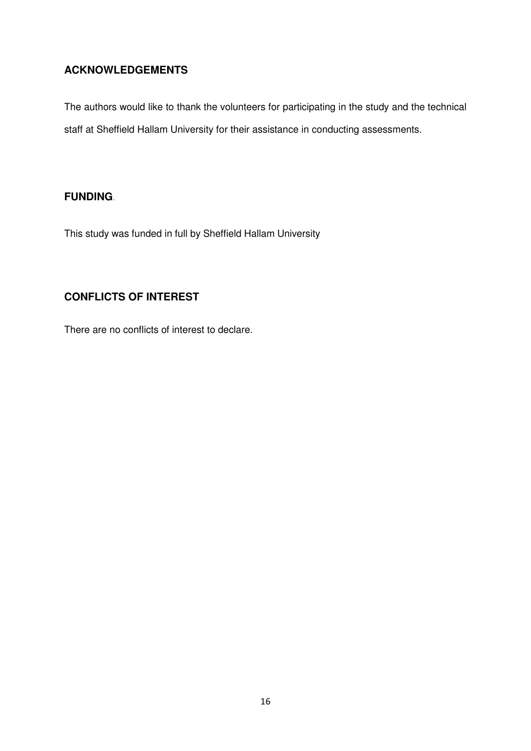## ACKNOWLEDGEMENTS

The authors would like to thank the volunteers for participating in the study and the technical staff at Sheffield Hallam University for their assistance in conducting assessments.

## FUNDING.

This study was funded in full by Sheffield Hallam University

## CONFLICTS OF INTEREST

There are no conflicts of interest to declare.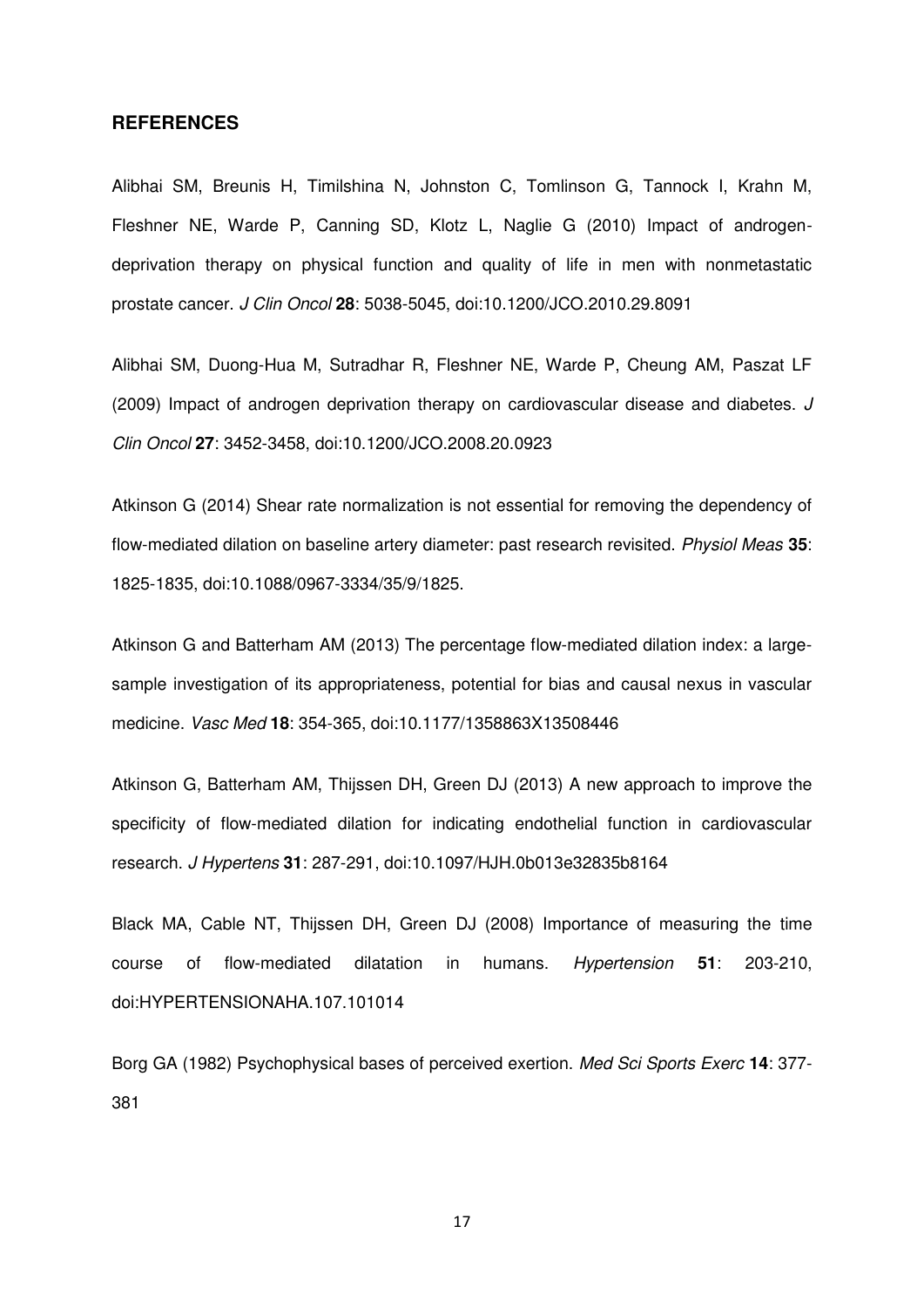## REFERENCES

Alibhai SM, Breunis H, Timilshina N, Johnston C, Tomlinson G, Tannock I, Krahn M, Fleshner NE, Warde P, Canning SD, Klotz L, Naglie G (2010) Impact of androgen-deprivation therapy on physical function and quality of life in men with nonmetastatic prostate cancer. *J Clin Oncol* **28**: 5038-5045, doi:10.1200/JCO.2010.29.8091

Alibhai SM, Duong-Hua M, Sutradhar R, Fleshner NE, Warde P, Cheung AM, Paszat LF (2009) Impact of androgen deprivation therapy on cardiovascular disease and diabetes. *J Clin Oncol* **27**: 3452-3458, doi:10.1200/JCO.2008.20.0923

Atkinson G (2014) Shear rate normalization is not essential for removing the dependency of flow-mediated dilation on baseline artery diameter: past research revisited. *Physiol Meas* **35**: 1825-1835, doi:10.1088/0967-3334/35/9/1825.

Atkinson G and Batterham AM (2013) The percentage flow-mediated dilation index: a large-sample investigation of its appropriateness, potential for bias and causal nexus in vascular medicine. *Vasc Med* **18**: 354-365, doi:10.1177/1358863X13508446

Atkinson G, Batterham AM, Thijssen DH, Green DJ (2013) A new approach to improve the specificity of flow-mediated dilation for indicating endothelial function in cardiovascular research. *J Hypertens* **31**: 287-291, doi:10.1097/HJH.0b013e32835b8164

Black MA, Cable NT, Thijssen DH, Green DJ (2008) Importance of measuring the time course of flow-mediated dilatation in humans. *Hypertension* **51**: 203-210, doi:HYPERTENSIONAHA.107.101014

Borg GA (1982) Psychophysical bases of perceived exertion. *Med Sci Sports Exerc* **14**: 377-381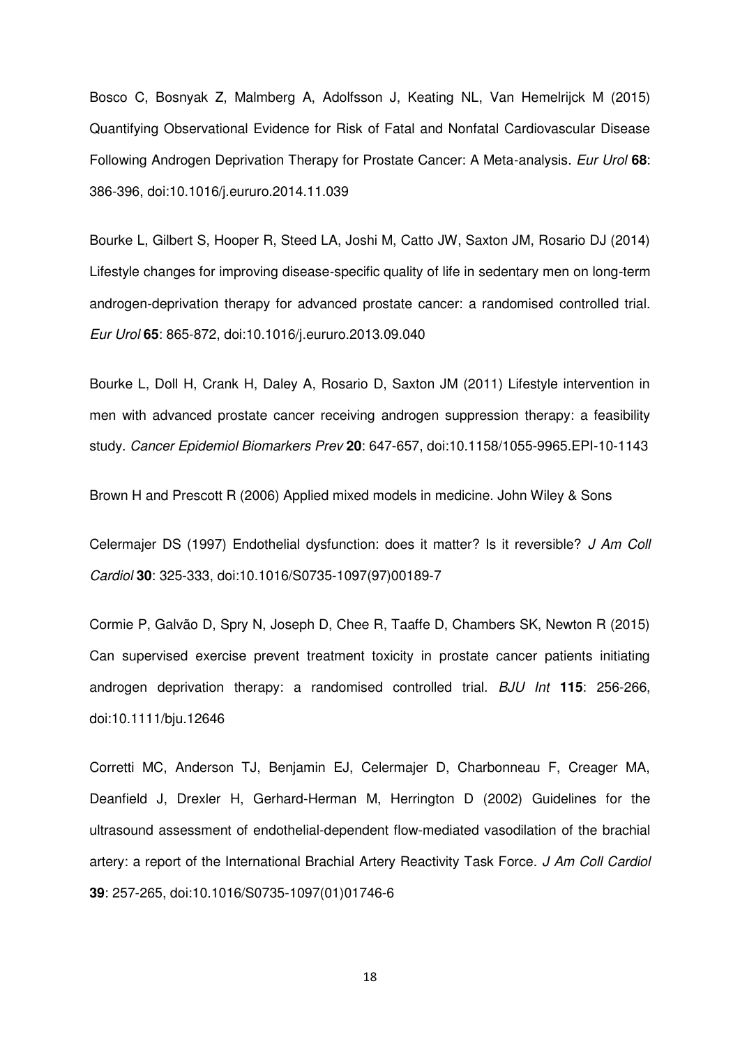Bosco C, Bosnyak Z, Malmberg A, Adolfsson J, Keating NL, Van Hemelrijck M (2015) Quantifying Observational Evidence for Risk of Fatal and Nonfatal Cardiovascular Disease Following Androgen Deprivation Therapy for Prostate Cancer: A Meta-analysis. *Eur Urol* **68**: 386-396, doi:10.1016/j.eururo.2014.11.039

Bourke L, Gilbert S, Hooper R, Steed LA, Joshi M, Catto JW, Saxton JM, Rosario DJ (2014) Lifestyle changes for improving disease-specific quality of life in sedentary men on long-term androgen-deprivation therapy for advanced prostate cancer: a randomised controlled trial. *Eur Urol* **65**: 865-872, doi:10.1016/j.eururo.2013.09.040

Bourke L, Doll H, Crank H, Daley A, Rosario D, Saxton JM (2011) Lifestyle intervention in men with advanced prostate cancer receiving androgen suppression therapy: a feasibility study. *Cancer Epidemiol Biomarkers Prev* **20**: 647-657, doi:10.1158/1055-9965.EPI-10-1143

Brown H and Prescott R (2006) Applied mixed models in medicine. John Wiley & Sons

Celermajer DS (1997) Endothelial dysfunction: does it matter? Is it reversible? *J Am Coll Cardiol* **30**: 325-333, doi:10.1016/S0735-1097(97)00189-7

Cormie P, Galvão D, Spry N, Joseph D, Chee R, Taaffe D, Chambers SK, Newton R (2015) Can supervised exercise prevent treatment toxicity in prostate cancer patients initiating androgen deprivation therapy: a randomised controlled trial. *BJU Int* **115**: 256-266, doi:10.1111/bju.12646

Corretti MC, Anderson TJ, Benjamin EJ, Celermajer D, Charbonneau F, Creager MA, Deanfield J, Drexler H, Gerhard-Herman M, Herrington D (2002) Guidelines for the ultrasound assessment of endothelial-dependent flow-mediated vasodilation of the brachial artery: a report of the International Brachial Artery Reactivity Task Force. *J Am Coll Cardiol* **39**: 257-265, doi:10.1016/S0735-1097(01)01746-6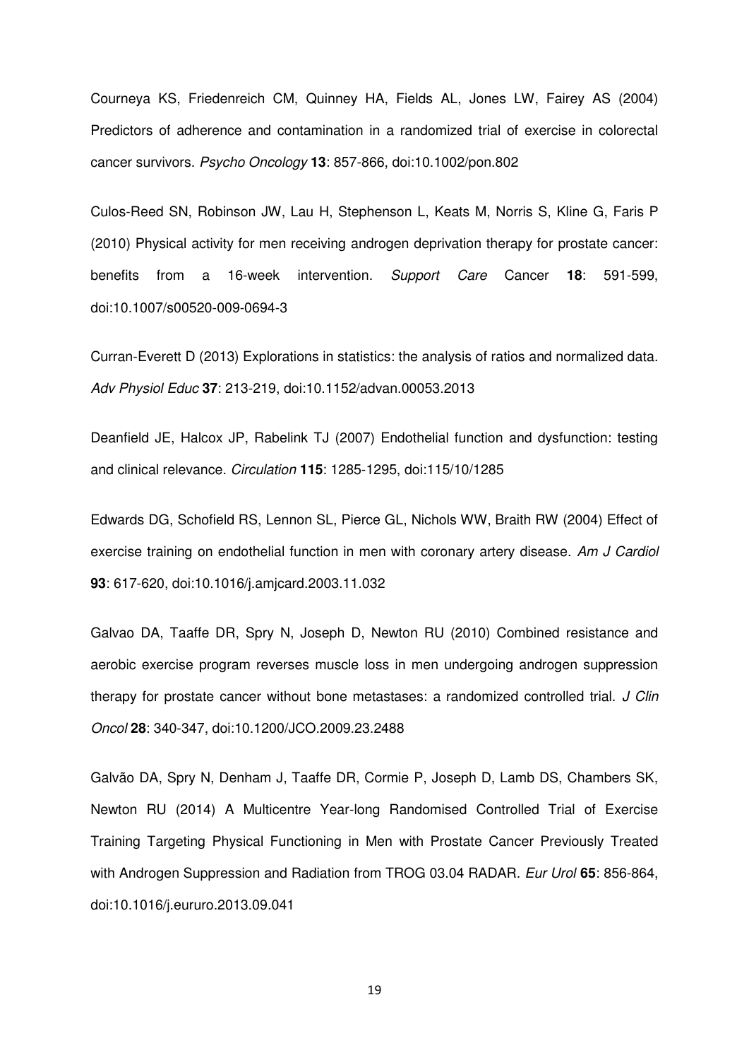Courneya KS, Friedenreich CM, Quinney HA, Fields AL, Jones LW, Fairey AS (2004) Predictors of adherence and contamination in a randomized trial of exercise in colorectal cancer survivors. *Psycho Oncology* **13**: 857-866, doi:10.1002/pon.802

Culos-Reed SN, Robinson JW, Lau H, Stephenson L, Keats M, Norris S, Kline G, Faris P (2010) Physical activity for men receiving androgen deprivation therapy for prostate cancer: benefits from a 16-week intervention. *Support Care* Cancer **18**: 591-599, doi:10.1007/s00520-009-0694-3

Curran-Everett D (2013) Explorations in statistics: the analysis of ratios and normalized data. *Adv Physiol Educ* **37**: 213-219, doi:10.1152/advan.00053.2013

Deanfield JE, Halcox JP, Rabelink TJ (2007) Endothelial function and dysfunction: testing and clinical relevance. *Circulation* **115**: 1285-1295, doi:115/10/1285

Edwards DG, Schofield RS, Lennon SL, Pierce GL, Nichols WW, Braith RW (2004) Effect of exercise training on endothelial function in men with coronary artery disease. *Am J Cardiol* **93**: 617-620, doi:10.1016/j.amjcard.2003.11.032

Galvao DA, Taaffe DR, Spry N, Joseph D, Newton RU (2010) Combined resistance and aerobic exercise program reverses muscle loss in men undergoing androgen suppression therapy for prostate cancer without bone metastases: a randomized controlled trial. *J Clin Oncol* **28**: 340-347, doi:10.1200/JCO.2009.23.2488

Galvão DA, Spry N, Denham J, Taaffe DR, Cormie P, Joseph D, Lamb DS, Chambers SK, Newton RU (2014) A Multicentre Year-long Randomised Controlled Trial of Exercise Training Targeting Physical Functioning in Men with Prostate Cancer Previously Treated with Androgen Suppression and Radiation from TROG 03.04 RADAR. *Eur Urol* **65**: 856-864, doi:10.1016/j.eururo.2013.09.041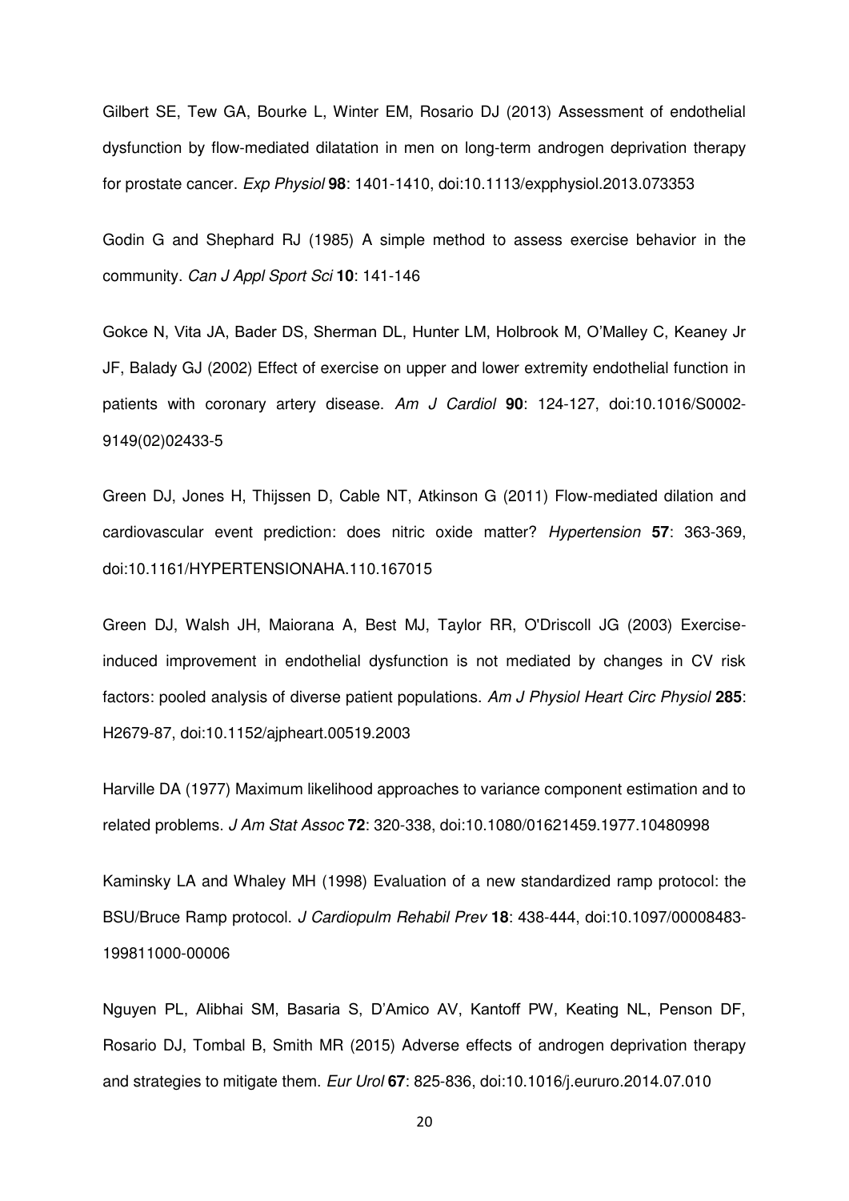Gilbert SE, Tew GA, Bourke L, Winter EM, Rosario DJ (2013) Assessment of endothelial dysfunction by flow-mediated dilatation in men on long-term androgen deprivation therapy for prostate cancer. *Exp Physiol* **98**: 1401-1410, doi:10.1113/expphysiol.2013.073353

Godin G and Shephard RJ (1985) A simple method to assess exercise behavior in the community. *Can J Appl Sport Sci* **10**: 141-146

Gokce N, Vita JA, Bader DS, Sherman DL, Hunter LM, Holbrook M, O'Malley C, Keaney Jr JF, Balady GJ (2002) Effect of exercise on upper and lower extremity endothelial function in patients with coronary artery disease. *Am J Cardiol* **90**: 124-127, doi:10.1016/S0002-9149(02)02433-5

Green DJ, Jones H, Thijssen D, Cable NT, Atkinson G (2011) Flow-mediated dilation and cardiovascular event prediction: does nitric oxide matter? *Hypertension* **57**: 363-369, doi:10.1161/HYPERTENSIONAHA.110.167015

Green DJ, Walsh JH, Maiorana A, Best MJ, Taylor RR, O'Driscoll JG (2003) Exercise-induced improvement in endothelial dysfunction is not mediated by changes in CV risk factors: pooled analysis of diverse patient populations. *Am J Physiol Heart Circ Physiol* **285**: H2679-87, doi:10.1152/ajpheart.00519.2003

Harville DA (1977) Maximum likelihood approaches to variance component estimation and to related problems. *J Am Stat Assoc* **72**: 320-338, doi:10.1080/01621459.1977.10480998

Kaminsky LA and Whaley MH (1998) Evaluation of a new standardized ramp protocol: the BSU/Bruce Ramp protocol. *J Cardiopulm Rehabil Prev* **18**: 438-444, doi:10.1097/00008483-199811000-00006

Nguyen PL, Alibhai SM, Basaria S, D'Amico AV, Kantoff PW, Keating NL, Penson DF, Rosario DJ, Tombal B, Smith MR (2015) Adverse effects of androgen deprivation therapy and strategies to mitigate them. *Eur Urol* **67**: 825-836, doi:10.1016/j.eururo.2014.07.010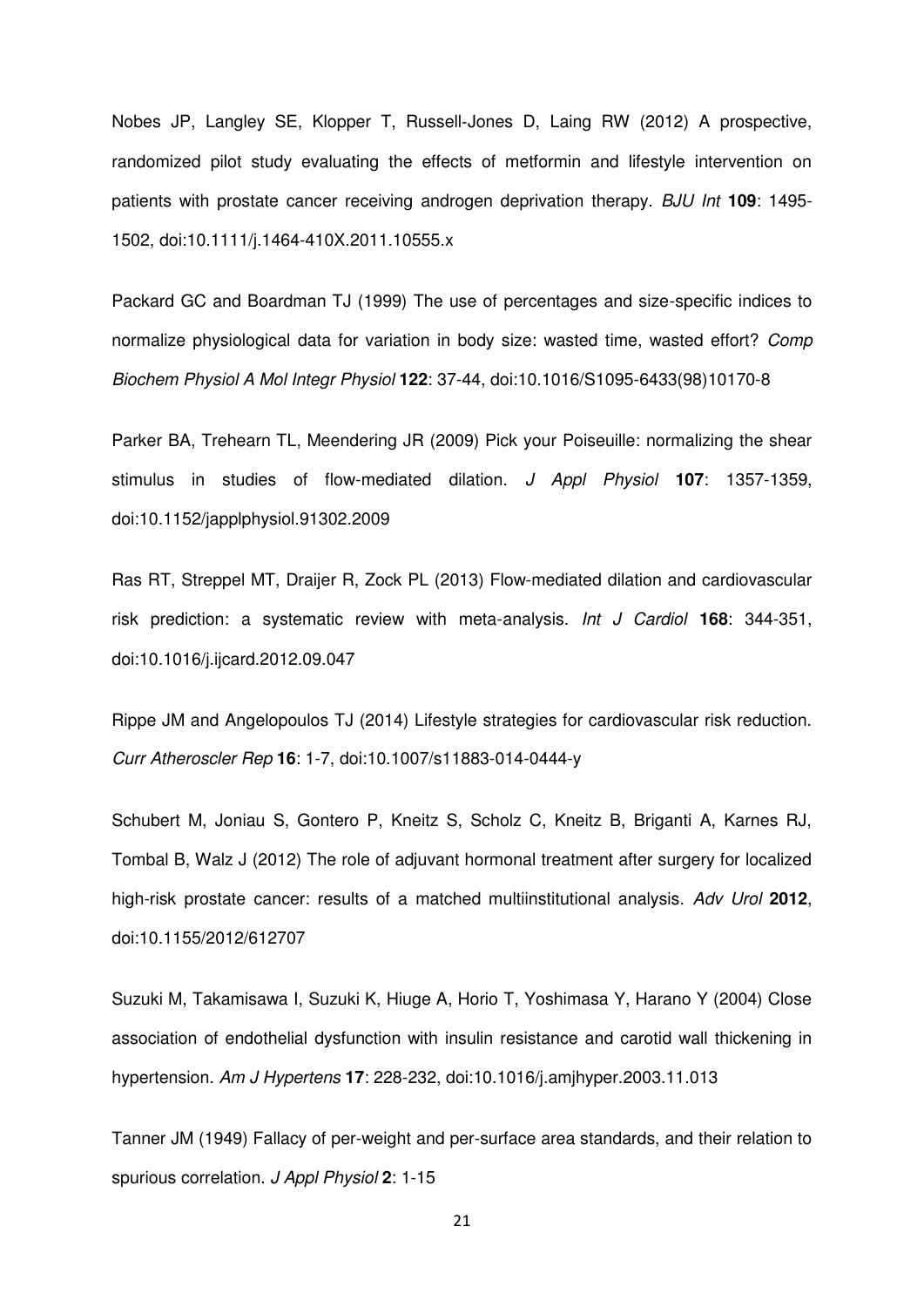Nobes JP, Langley SE, Klopper T, Russell-Jones D, Laing RW (2012) A prospective, randomized pilot study evaluating the effects of metformin and lifestyle intervention on patients with prostate cancer receiving androgen deprivation therapy. *BJU Int* **109**: 1495-1502, doi:10.1111/j.1464-410X.2011.10555.x

Packard GC and Boardman TJ (1999) The use of percentages and size-specific indices to normalize physiological data for variation in body size: wasted time, wasted effort? *Comp Biochem Physiol A Mol Integr Physiol* **122**: 37-44, doi:10.1016/S1095-6433(98)10170-8

Parker BA, Trehearn TL, Meendering JR (2009) Pick your Poiseuille: normalizing the shear stimulus in studies of flow-mediated dilation. *J Appl Physiol* **107**: 1357-1359, doi:10.1152/japplphysiol.91302.2009

Ras RT, Streppel MT, Draijer R, Zock PL (2013) Flow-mediated dilation and cardiovascular risk prediction: a systematic review with meta-analysis. *Int J Cardiol* **168**: 344-351, doi:10.1016/j.ijcard.2012.09.047

Rippe JM and Angelopoulos TJ (2014) Lifestyle strategies for cardiovascular risk reduction. *Curr Atheroscler Rep* **16**: 1-7, doi:10.1007/s11883-014-0444-y

Schubert M, Joniau S, Gontero P, Kneitz S, Scholz C, Kneitz B, Briganti A, Karnes RJ, Tombal B, Walz J (2012) The role of adjuvant hormonal treatment after surgery for localized high-risk prostate cancer: results of a matched multiinstitutional analysis. *Adv Urol* **2012**, doi:10.1155/2012/612707

Suzuki M, Takamisawa I, Suzuki K, Hiuge A, Horio T, Yoshimasa Y, Harano Y (2004) Close association of endothelial dysfunction with insulin resistance and carotid wall thickening in hypertension. *Am J Hypertens* **17**: 228-232, doi:10.1016/j.amjhyper.2003.11.013

Tanner JM (1949) Fallacy of per-weight and per-surface area standards, and their relation to spurious correlation. *J Appl Physiol* **2**: 1-15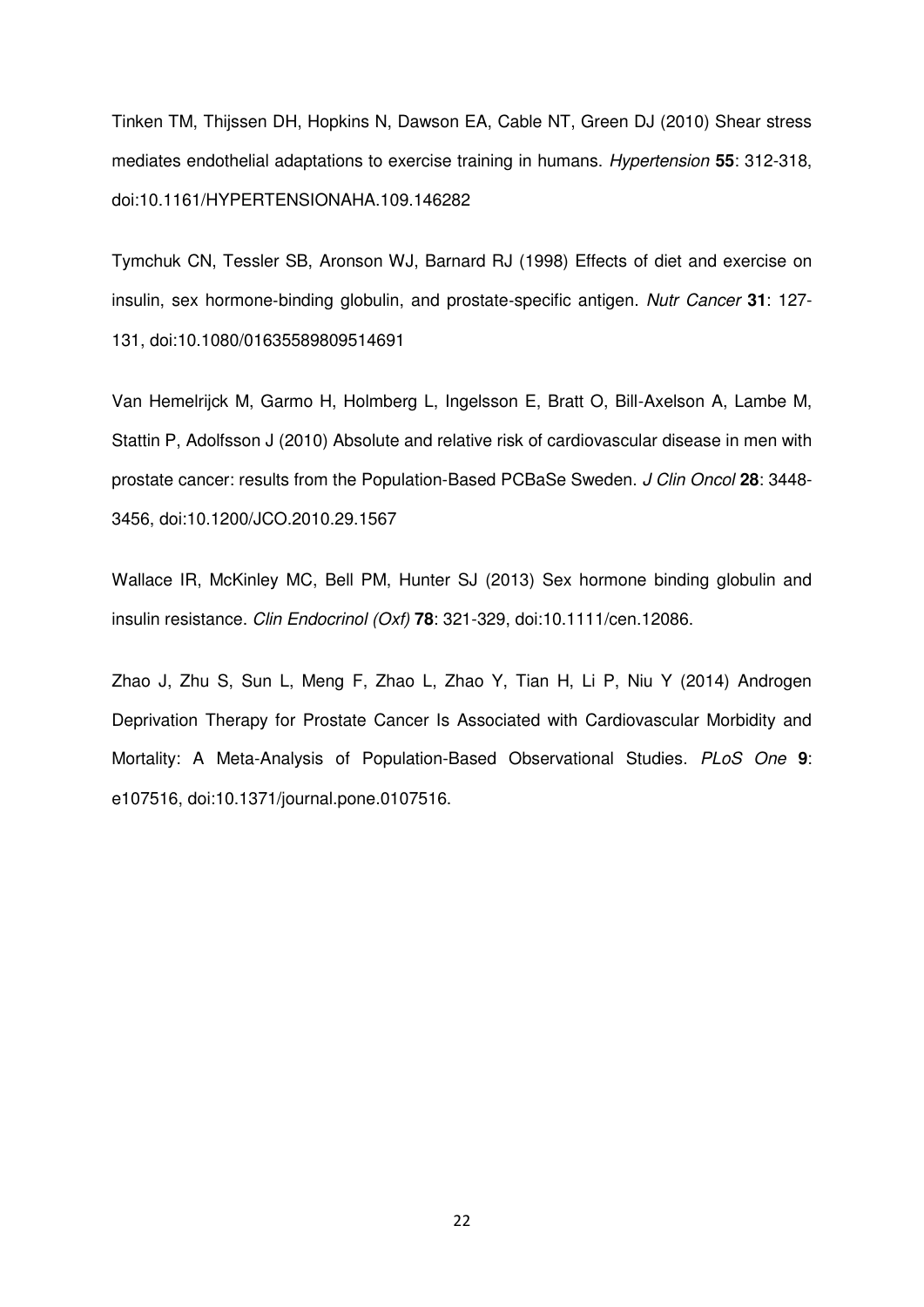Tinken TM, Thijssen DH, Hopkins N, Dawson EA, Cable NT, Green DJ (2010) Shear stress mediates endothelial adaptations to exercise training in humans. *Hypertension* **55**: 312-318, doi:10.1161/HYPERTENSIONAHA.109.146282

Tymchuk CN, Tessler SB, Aronson WJ, Barnard RJ (1998) Effects of diet and exercise on insulin, sex hormone-binding globulin, and prostate-specific antigen. *Nutr Cancer* **31**: 127-131, doi:10.1080/01635589809514691

Van Hemelrijck M, Garmo H, Holmberg L, Ingelsson E, Bratt O, Bill-Axelson A, Lambe M, Stattin P, Adolfsson J (2010) Absolute and relative risk of cardiovascular disease in men with prostate cancer: results from the Population-Based PCBaSe Sweden. *J Clin Oncol* **28**: 3448-3456, doi:10.1200/JCO.2010.29.1567

Wallace IR, McKinley MC, Bell PM, Hunter SJ (2013) Sex hormone binding globulin and insulin resistance. *Clin Endocrinol (Oxf)* **78**: 321-329, doi:10.1111/cen.12086.

Zhao J, Zhu S, Sun L, Meng F, Zhao L, Zhao Y, Tian H, Li P, Niu Y (2014) Androgen Deprivation Therapy for Prostate Cancer Is Associated with Cardiovascular Morbidity and Mortality: A Meta-Analysis of Population-Based Observational Studies. *PLoS One* **9**: e107516, doi:10.1371/journal.pone.0107516.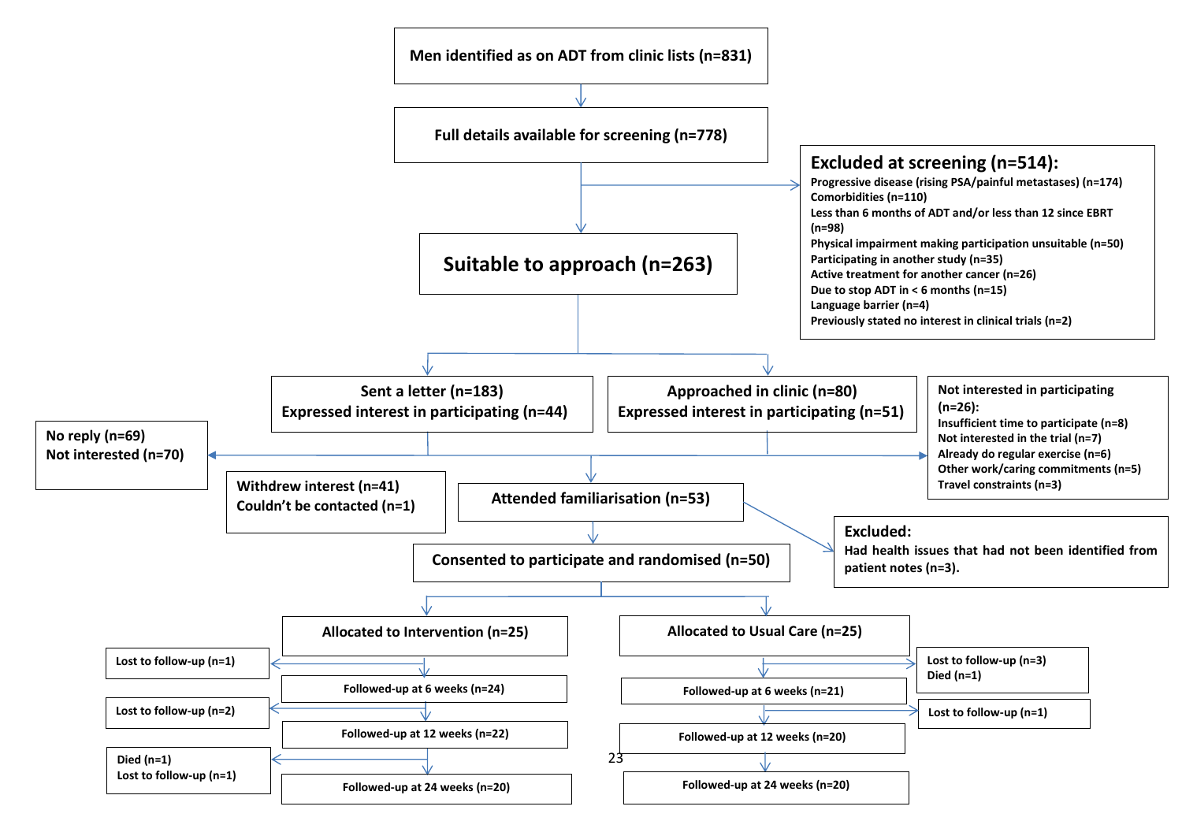Men identified as on ADT from clinic lists (n=831)

Full details available for screening (n=778)

**Excluded at screening (n=514):**
- Progressive disease (rising PSA/painful metastases) (n=174)
- Comorbidities (n=110)
- Less than 6 months of ADT and/or less than 12 since EBRT (n=98)
- Physical impairment making participation unsuitable (n=50)
- Participating in another study (n=35)
- Active treatment for another cancer (n=26)
- Due to stop ADT in < 6 months (n=15)
- Language barrier (n=4)
- Previously stated no interest in clinical trials (n=2)

Suitable to approach (n=263)

Sent a letter (n=183)
Expressed interest in participating (n=44)

Approached in clinic (n=80)
Expressed interest in participating (n=51)

No reply (n=69)
Not interested (n=70)

Not interested in participating (n=26):
- Insufficient time to participate (n=8)
- Not interested in the trial (n=7)
- Already do regular exercise (n=6)
- Other work/caring commitments (n=5)
- Travel constraints (n=3)

Withdrew interest (n=41)
Couldn't be contacted (n=1)

Attended familiarisation (n=53)

Excluded:
Had health issues that had not been identified from patient notes (n=3).

Consented to participate and randomised (n=50)

Allocated to Intervention (n=25)
- Lost to follow-up (n=1)
- Followed-up at 6 weeks (n=24)
- Lost to follow-up (n=2)
- Followed-up at 12 weeks (n=22)
- Died (n=1), Lost to follow-up (n=1)
- Followed-up at 24 weeks (n=20)

Allocated to Usual Care (n=25)
- Lost to follow-up (n=3), Died (n=1)
- Followed-up at 6 weeks (n=21)
- Lost to follow-up (n=1)
- Followed-up at 12 weeks (n=20)
- Followed-up at 24 weeks (n=20)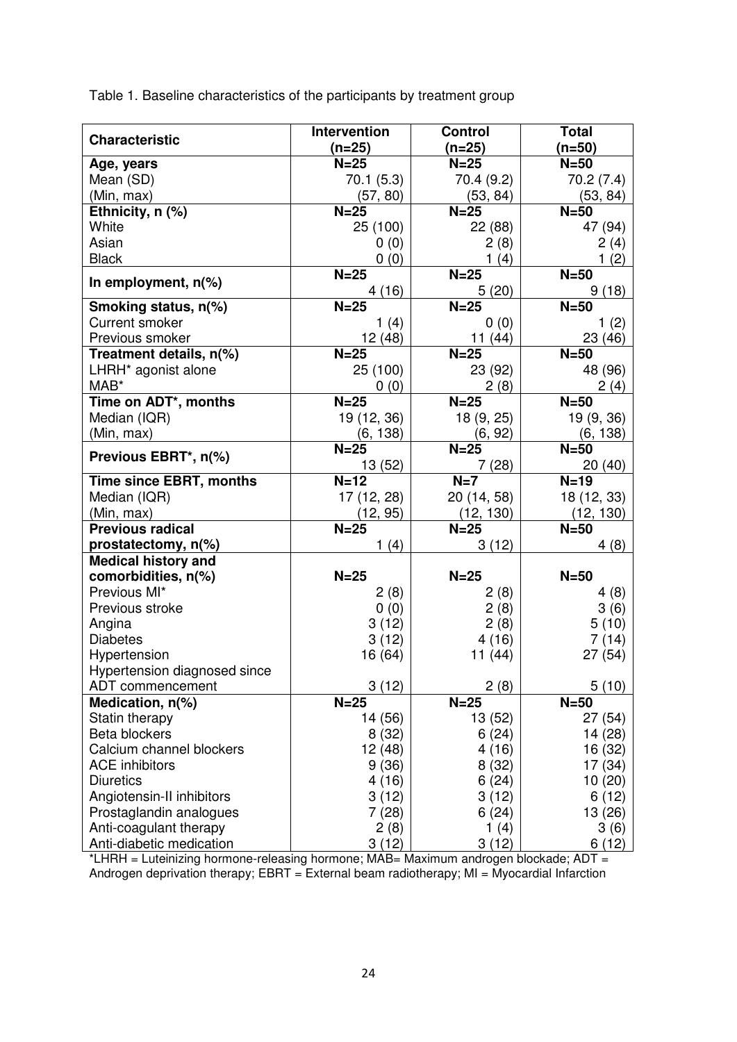Table 1. Baseline characteristics of the participants by treatment group

| Characteristic | Intervention (n=25) | Control (n=25) | Total (n=50) |
|---|---|---|---|
| **Age, years** | **N=25** | **N=25** | **N=50** |
| Mean (SD) | 70.1 (5.3) | 70.4 (9.2) | 70.2 (7.4) |
| (Min, max) | (57, 80) | (53, 84) | (53, 84) |
| **Ethnicity, n (%)** | **N=25** | **N=25** | **N=50** |
| White | 25 (100) | 22 (88) | 47 (94) |
| Asian | 0 (0) | 2 (8) | 2 (4) |
| Black | 0 (0) | 1 (4) | 1 (2) |
| **In employment, n(%)** | **N=25** | **N=25** | **N=50** |
| | 4 (16) | 5 (20) | 9 (18) |
| **Smoking status, n(%)** | **N=25** | **N=25** | **N=50** |
| Current smoker | 1 (4) | 0 (0) | 1 (2) |
| Previous smoker | 12 (48) | 11 (44) | 23 (46) |
| **Treatment details, n(%)** | **N=25** | **N=25** | **N=50** |
| LHRH* agonist alone | 25 (100) | 23 (92) | 48 (96) |
| MAB* | 0 (0) | 2 (8) | 2 (4) |
| **Time on ADT*, months** | **N=25** | **N=25** | **N=50** |
| Median (IQR) | 19 (12, 36) | 18 (9, 25) | 19 (9, 36) |
| (Min, max) | (6, 138) | (6, 92) | (6, 138) |
| **Previous EBRT*, n(%)** | **N=25** | **N=25** | **N=50** |
| | 13 (52) | 7 (28) | 20 (40) |
| **Time since EBRT, months** | **N=12** | **N=7** | **N=19** |
| Median (IQR) | 17 (12, 28) | 20 (14, 58) | 18 (12, 33) |
| (Min, max) | (12, 95) | (12, 130) | (12, 130) |
| **Previous radical prostatectomy, n(%)** | **N=25** | **N=25** | **N=50** |
| | 1 (4) | 3 (12) | 4 (8) |
| **Medical history and comorbidities, n(%)** | **N=25** | **N=25** | **N=50** |
| Previous MI* | 2 (8) | 2 (8) | 4 (8) |
| Previous stroke | 0 (0) | 2 (8) | 3 (6) |
| Angina | 3 (12) | 2 (8) | 5 (10) |
| Diabetes | 3 (12) | 4 (16) | 7 (14) |
| Hypertension | 16 (64) | 11 (44) | 27 (54) |
| Hypertension diagnosed since ADT commencement | 3 (12) | 2 (8) | 5 (10) |
| **Medication, n(%)** | **N=25** | **N=25** | **N=50** |
| Statin therapy | 14 (56) | 13 (52) | 27 (54) |
| Beta blockers | 8 (32) | 6 (24) | 14 (28) |
| Calcium channel blockers | 12 (48) | 4 (16) | 16 (32) |
| ACE inhibitors | 9 (36) | 8 (32) | 17 (34) |
| Diuretics | 4 (16) | 6 (24) | 10 (20) |
| Angiotensin-II inhibitors | 3 (12) | 3 (12) | 6 (12) |
| Prostaglandin analogues | 7 (28) | 6 (24) | 13 (26) |
| Anti-coagulant therapy | 2 (8) | 1 (4) | 3 (6) |
| Anti-diabetic medication | 3 (12) | 3 (12) | 6 (12) |

*LHRH = Luteinizing hormone-releasing hormone; MAB= Maximum androgen blockade; ADT = Androgen deprivation therapy; EBRT = External beam radiotherapy; MI = Myocardial Infarction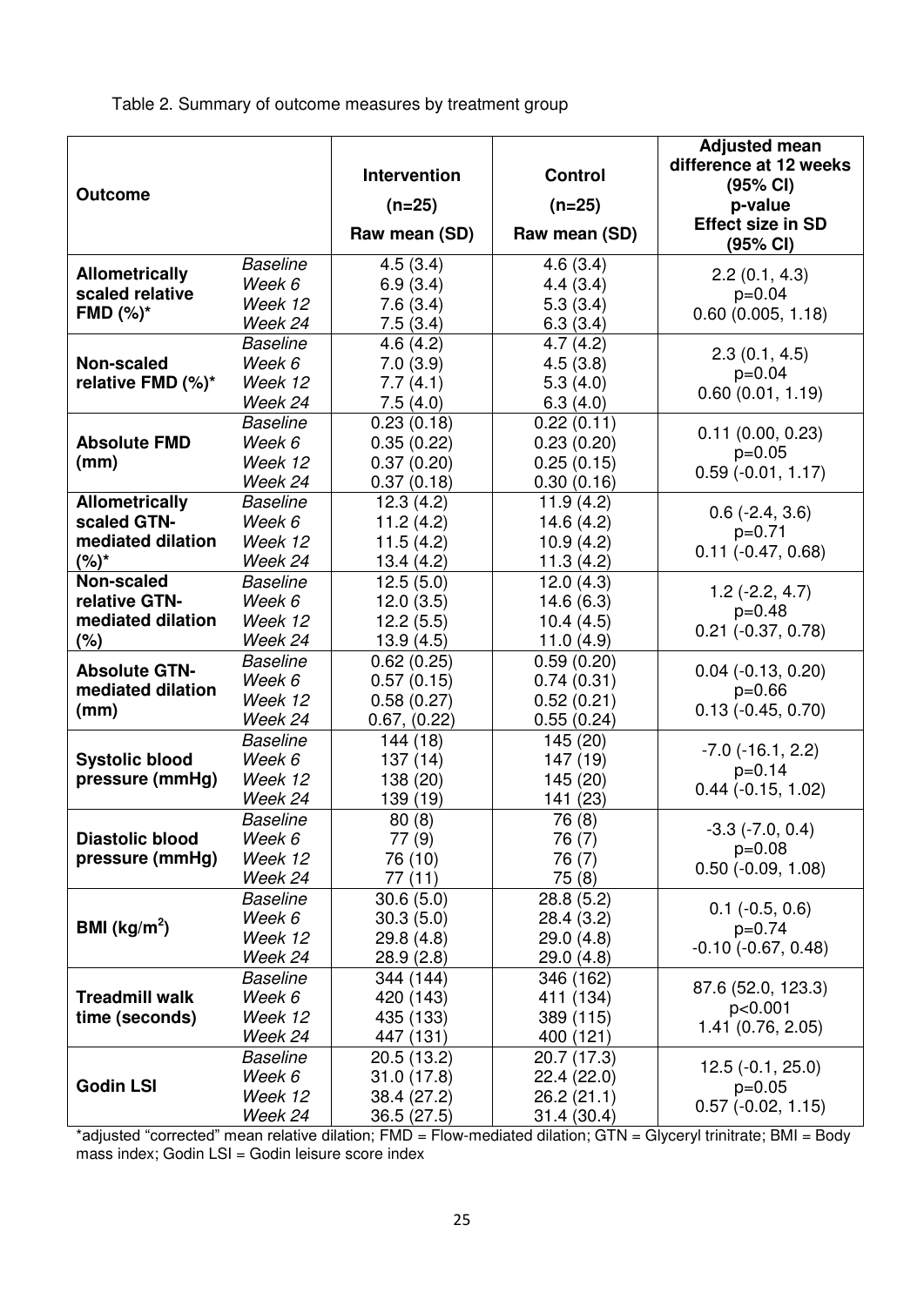Table 2. Summary of outcome measures by treatment group

| Outcome | | Intervention (n=25) Raw mean (SD) | Control (n=25) Raw mean (SD) | Adjusted mean difference at 12 weeks (95% CI) p-value Effect size in SD (95% CI) |
|---|---|---|---|---|
| **Allometrically scaled relative FMD (%)*** | *Baseline* | 4.5 (3.4) | 4.6 (3.4) | 2.2 (0.1, 4.3) |
| | *Week 6* | 6.9 (3.4) | 4.4 (3.4) | p=0.04 |
| | *Week 12* | 7.6 (3.4) | 5.3 (3.4) | 0.60 (0.005, 1.18) |
| | *Week 24* | 7.5 (3.4) | 6.3 (3.4) | |
| **Non-scaled relative FMD (%)*** | *Baseline* | 4.6 (4.2) | 4.7 (4.2) | 2.3 (0.1, 4.5) |
| | *Week 6* | 7.0 (3.9) | 4.5 (3.8) | p=0.04 |
| | *Week 12* | 7.7 (4.1) | 5.3 (4.0) | 0.60 (0.01, 1.19) |
| | *Week 24* | 7.5 (4.0) | 6.3 (4.0) | |
| **Absolute FMD (mm)** | *Baseline* | 0.23 (0.18) | 0.22 (0.11) | 0.11 (0.00, 0.23) |
| | *Week 6* | 0.35 (0.22) | 0.23 (0.20) | p=0.05 |
| | *Week 12* | 0.37 (0.20) | 0.25 (0.15) | 0.59 (-0.01, 1.17) |
| | *Week 24* | 0.37 (0.18) | 0.30 (0.16) | |
| **Allometrically scaled GTN-mediated dilation (%)*** | *Baseline* | 12.3 (4.2) | 11.9 (4.2) | 0.6 (-2.4, 3.6) |
| | *Week 6* | 11.2 (4.2) | 14.6 (4.2) | p=0.71 |
| | *Week 12* | 11.5 (4.2) | 10.9 (4.2) | 0.11 (-0.47, 0.68) |
| | *Week 24* | 13.4 (4.2) | 11.3 (4.2) | |
| **Non-scaled relative GTN-mediated dilation (%)** | *Baseline* | 12.5 (5.0) | 12.0 (4.3) | 1.2 (-2.2, 4.7) |
| | *Week 6* | 12.0 (3.5) | 14.6 (6.3) | p=0.48 |
| | *Week 12* | 12.2 (5.5) | 10.4 (4.5) | 0.21 (-0.37, 0.78) |
| | *Week 24* | 13.9 (4.5) | 11.0 (4.9) | |
| **Absolute GTN-mediated dilation (mm)** | *Baseline* | 0.62 (0.25) | 0.59 (0.20) | 0.04 (-0.13, 0.20) |
| | *Week 6* | 0.57 (0.15) | 0.74 (0.31) | p=0.66 |
| | *Week 12* | 0.58 (0.27) | 0.52 (0.21) | 0.13 (-0.45, 0.70) |
| | *Week 24* | 0.67, (0.22) | 0.55 (0.24) | |
| **Systolic blood pressure (mmHg)** | *Baseline* | 144 (18) | 145 (20) | -7.0 (-16.1, 2.2) |
| | *Week 6* | 137 (14) | 147 (19) | p=0.14 |
| | *Week 12* | 138 (20) | 145 (20) | 0.44 (-0.15, 1.02) |
| | *Week 24* | 139 (19) | 141 (23) | |
| **Diastolic blood pressure (mmHg)** | *Baseline* | 80 (8) | 76 (8) | -3.3 (-7.0, 0.4) |
| | *Week 6* | 77 (9) | 76 (7) | p=0.08 |
| | *Week 12* | 76 (10) | 76 (7) | 0.50 (-0.09, 1.08) |
| | *Week 24* | 77 (11) | 75 (8) | |
| **BMI (kg/m$^2$)** | *Baseline* | 30.6 (5.0) | 28.8 (5.2) | 0.1 (-0.5, 0.6) |
| | *Week 6* | 30.3 (5.0) | 28.4 (3.2) | p=0.74 |
| | *Week 12* | 29.8 (4.8) | 29.0 (4.8) | -0.10 (-0.67, 0.48) |
| | *Week 24* | 28.9 (2.8) | 29.0 (4.8) | |
| **Treadmill walk time (seconds)** | *Baseline* | 344 (144) | 346 (162) | 87.6 (52.0, 123.3) |
| | *Week 6* | 420 (143) | 411 (134) | p<0.001 |
| | *Week 12* | 435 (133) | 389 (115) | 1.41 (0.76, 2.05) |
| | *Week 24* | 447 (131) | 400 (121) | |
| **Godin LSI** | *Baseline* | 20.5 (13.2) | 20.7 (17.3) | 12.5 (-0.1, 25.0) |
| | *Week 6* | 31.0 (17.8) | 22.4 (22.0) | p=0.05 |
| | *Week 12* | 38.4 (27.2) | 26.2 (21.1) | 0.57 (-0.02, 1.15) |
| | *Week 24* | 36.5 (27.5) | 31.4 (30.4) | |

*adjusted "corrected" mean relative dilation; FMD = Flow-mediated dilation; GTN = Glyceryl trinitrate; BMI = Body mass index; Godin LSI = Godin leisure score index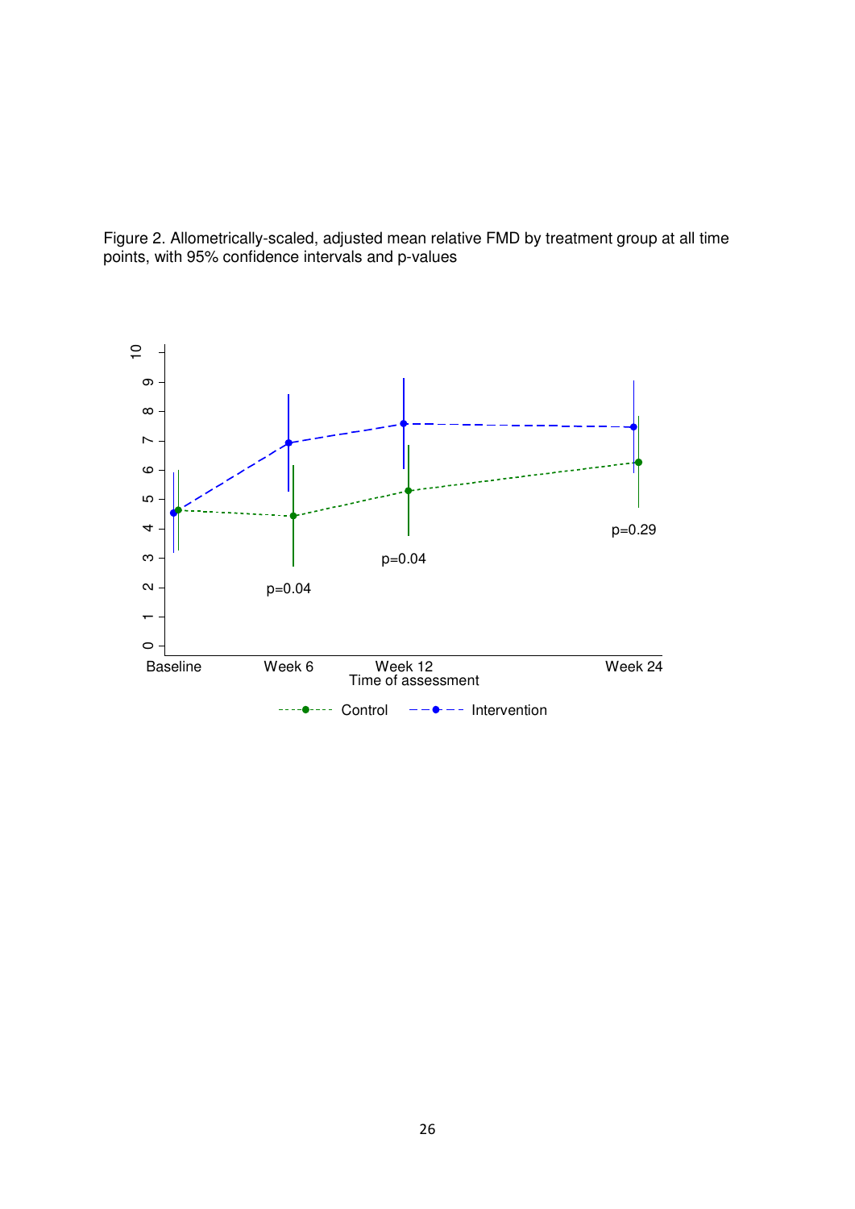Figure 2. Allometrically-scaled, adjusted mean relative FMD by treatment group at all time points, with 95% confidence intervals and p-values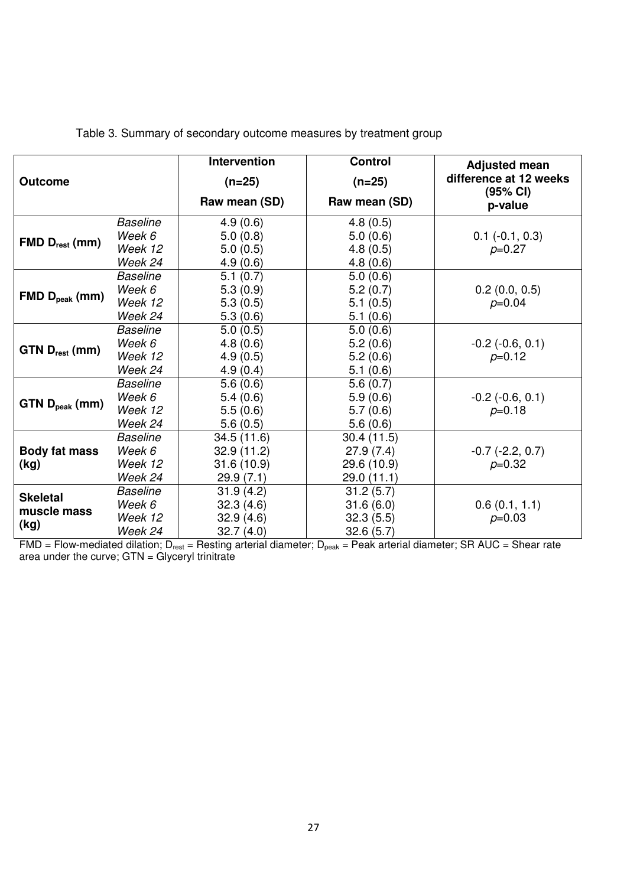Table 3. Summary of secondary outcome measures by treatment group

| Outcome | | Intervention (n=25) Raw mean (SD) | Control (n=25) Raw mean (SD) | Adjusted mean difference at 12 weeks (95% CI) p-value |
|---|---|---|---|---|
| **FMD $D_{rest}$ (mm)** | *Baseline* | 4.9 (0.6) | 4.8 (0.5) | 0.1 (-0.1, 0.3) *p*=0.27 |
| | *Week 6* | 5.0 (0.8) | 5.0 (0.6) | |
| | *Week 12* | 5.0 (0.5) | 4.8 (0.5) | |
| | *Week 24* | 4.9 (0.6) | 4.8 (0.6) | |
| **FMD $D_{peak}$ (mm)** | *Baseline* | 5.1 (0.7) | 5.0 (0.6) | 0.2 (0.0, 0.5) *p*=0.04 |
| | *Week 6* | 5.3 (0.9) | 5.2 (0.7) | |
| | *Week 12* | 5.3 (0.5) | 5.1 (0.5) | |
| | *Week 24* | 5.3 (0.6) | 5.1 (0.6) | |
| **GTN $D_{rest}$ (mm)** | *Baseline* | 5.0 (0.5) | 5.0 (0.6) | -0.2 (-0.6, 0.1) *p*=0.12 |
| | *Week 6* | 4.8 (0.6) | 5.2 (0.6) | |
| | *Week 12* | 4.9 (0.5) | 5.2 (0.6) | |
| | *Week 24* | 4.9 (0.4) | 5.1 (0.6) | |
| **GTN $D_{peak}$ (mm)** | *Baseline* | 5.6 (0.6) | 5.6 (0.7) | -0.2 (-0.6, 0.1) *p*=0.18 |
| | *Week 6* | 5.4 (0.6) | 5.9 (0.6) | |
| | *Week 12* | 5.5 (0.6) | 5.7 (0.6) | |
| | *Week 24* | 5.6 (0.5) | 5.6 (0.6) | |
| **Body fat mass (kg)** | *Baseline* | 34.5 (11.6) | 30.4 (11.5) | -0.7 (-2.2, 0.7) *p*=0.32 |
| | *Week 6* | 32.9 (11.2) | 27.9 (7.4) | |
| | *Week 12* | 31.6 (10.9) | 29.6 (10.9) | |
| | *Week 24* | 29.9 (7.1) | 29.0 (11.1) | |
| **Skeletal muscle mass (kg)** | *Baseline* | 31.9 (4.2) | 31.2 (5.7) | 0.6 (0.1, 1.1) *p*=0.03 |
| | *Week 6* | 32.3 (4.6) | 31.6 (6.0) | |
| | *Week 12* | 32.9 (4.6) | 32.3 (5.5) | |
| | *Week 24* | 32.7 (4.0) | 32.6 (5.7) | |

FMD = Flow-mediated dilation; $D_{rest}$ = Resting arterial diameter; $D_{peak}$ = Peak arterial diameter; SR AUC = Shear rate area under the curve; GTN = Glyceryl trinitrate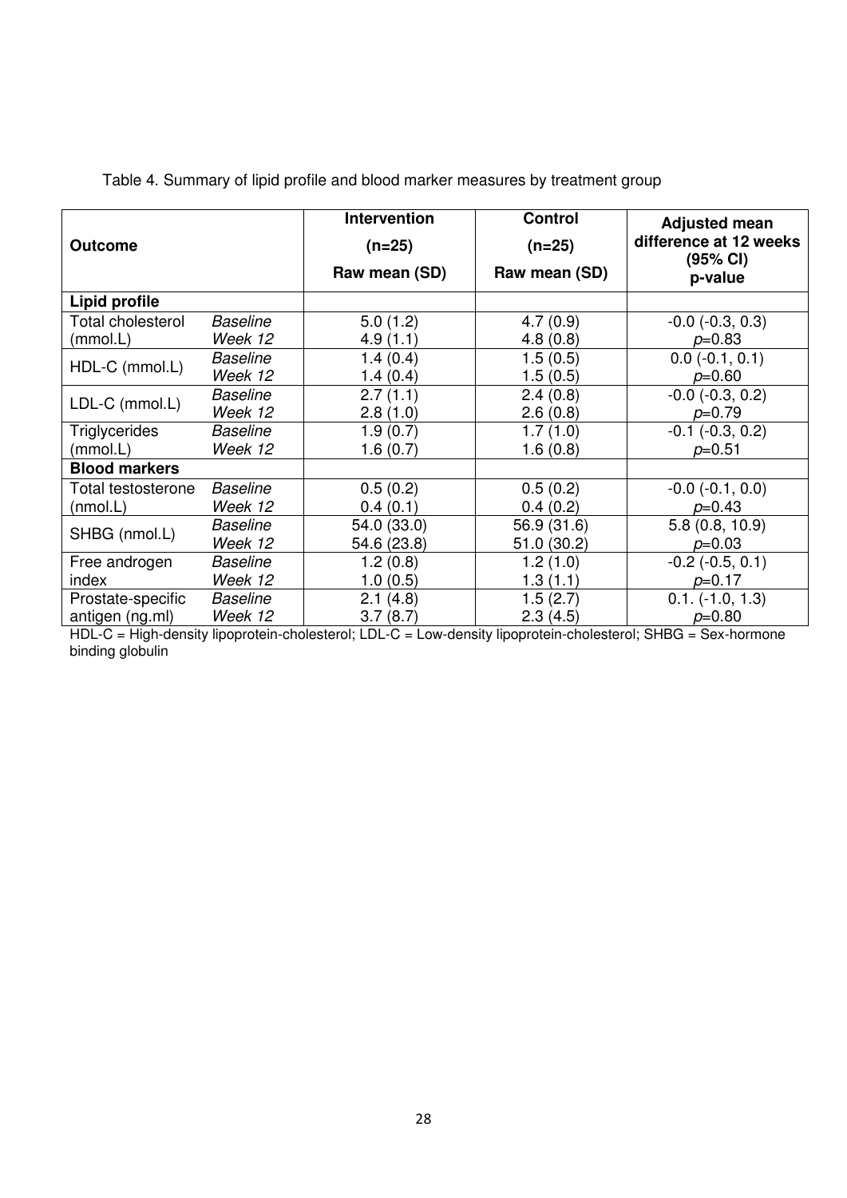Table 4. Summary of lipid profile and blood marker measures by treatment group

| Outcome | | Intervention (n=25) Raw mean (SD) | Control (n=25) Raw mean (SD) | Adjusted mean difference at 12 weeks (95% CI) p-value |
|---|---|---|---|---|
| **Lipid profile** | | | | |
| Total cholesterol (mmol.L) | *Baseline* | 5.0 (1.2) | 4.7 (0.9) | -0.0 (-0.3, 0.3) |
| | *Week 12* | 4.9 (1.1) | 4.8 (0.8) | *p*=0.83 |
| HDL-C (mmol.L) | *Baseline* | 1.4 (0.4) | 1.5 (0.5) | 0.0 (-0.1, 0.1) |
| | *Week 12* | 1.4 (0.4) | 1.5 (0.5) | *p*=0.60 |
| LDL-C (mmol.L) | *Baseline* | 2.7 (1.1) | 2.4 (0.8) | -0.0 (-0.3, 0.2) |
| | *Week 12* | 2.8 (1.0) | 2.6 (0.8) | *p*=0.79 |
| Triglycerides (mmol.L) | *Baseline* | 1.9 (0.7) | 1.7 (1.0) | -0.1 (-0.3, 0.2) |
| | *Week 12* | 1.6 (0.7) | 1.6 (0.8) | *p*=0.51 |
| **Blood markers** | | | | |
| Total testosterone (nmol.L) | *Baseline* | 0.5 (0.2) | 0.5 (0.2) | -0.0 (-0.1, 0.0) |
| | *Week 12* | 0.4 (0.1) | 0.4 (0.2) | *p*=0.43 |
| SHBG (nmol.L) | *Baseline* | 54.0 (33.0) | 56.9 (31.6) | 5.8 (0.8, 10.9) |
| | *Week 12* | 54.6 (23.8) | 51.0 (30.2) | *p*=0.03 |
| Free androgen index | *Baseline* | 1.2 (0.8) | 1.2 (1.0) | -0.2 (-0.5, 0.1) |
| | *Week 12* | 1.0 (0.5) | 1.3 (1.1) | *p*=0.17 |
| Prostate-specific antigen (ng.ml) | *Baseline* | 2.1 (4.8) | 1.5 (2.7) | 0.1. (-1.0, 1.3) |
| | *Week 12* | 3.7 (8.7) | 2.3 (4.5) | *p*=0.80 |

HDL-C = High-density lipoprotein-cholesterol; LDL-C = Low-density lipoprotein-cholesterol; SHBG = Sex-hormone binding globulin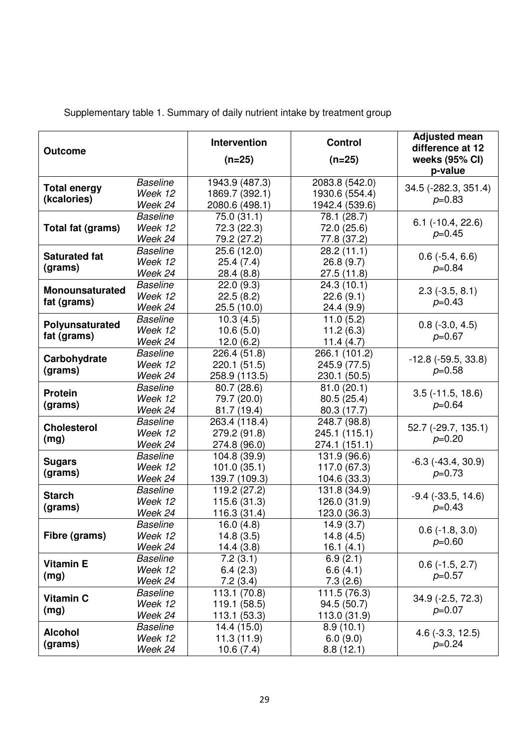Supplementary table 1. Summary of daily nutrient intake by treatment group

| Outcome | | Intervention (n=25) | Control (n=25) | Adjusted mean difference at 12 weeks (95% CI) p-value |
|---|---|---|---|---|
| **Total energy (kcalories)** | *Baseline* | 1943.9 (487.3) | 2083.8 (542.0) | 34.5 (-282.3, 351.4) *p*=0.83 |
| | *Week 12* | 1869.7 (392.1) | 1930.6 (554.4) | |
| | *Week 24* | 2080.6 (498.1) | 1942.4 (539.6) | |
| **Total fat (grams)** | *Baseline* | 75.0 (31.1) | 78.1 (28.7) | 6.1 (-10.4, 22.6) *p*=0.45 |
| | *Week 12* | 72.3 (22.3) | 72.0 (25.6) | |
| | *Week 24* | 79.2 (27.2) | 77.8 (37.2) | |
| **Saturated fat (grams)** | *Baseline* | 25.6 (12.0) | 28.2 (11.1) | 0.6 (-5.4, 6.6) *p*=0.84 |
| | *Week 12* | 25.4 (7.4) | 26.8 (9.7) | |
| | *Week 24* | 28.4 (8.8) | 27.5 (11.8) | |
| **Monounsaturated fat (grams)** | *Baseline* | 22.0 (9.3) | 24.3 (10.1) | 2.3 (-3.5, 8.1) *p*=0.43 |
| | *Week 12* | 22.5 (8.2) | 22.6 (9.1) | |
| | *Week 24* | 25.5 (10.0) | 24.4 (9.9) | |
| **Polyunsaturated fat (grams)** | *Baseline* | 10.3 (4.5) | 11.0 (5.2) | 0.8 (-3.0, 4.5) *p*=0.67 |
| | *Week 12* | 10.6 (5.0) | 11.2 (6.3) | |
| | *Week 24* | 12.0 (6.2) | 11.4 (4.7) | |
| **Carbohydrate (grams)** | *Baseline* | 226.4 (51.8) | 266.1 (101.2) | -12.8 (-59.5, 33.8) *p*=0.58 |
| | *Week 12* | 220.1 (51.5) | 245.9 (77.5) | |
| | *Week 24* | 258.9 (113.5) | 230.1 (50.5) | |
| **Protein (grams)** | *Baseline* | 80.7 (28.6) | 81.0 (20.1) | 3.5 (-11.5, 18.6) *p*=0.64 |
| | *Week 12* | 79.7 (20.0) | 80.5 (25.4) | |
| | *Week 24* | 81.7 (19.4) | 80.3 (17.7) | |
| **Cholesterol (mg)** | *Baseline* | 263.4 (118.4) | 248.7 (98.8) | 52.7 (-29.7, 135.1) *p*=0.20 |
| | *Week 12* | 279.2 (91.8) | 245.1 (115.1) | |
| | *Week 24* | 274.8 (96.0) | 274.1 (151.1) | |
| **Sugars (grams)** | *Baseline* | 104.8 (39.9) | 131.9 (96.6) | -6.3 (-43.4, 30.9) *p*=0.73 |
| | *Week 12* | 101.0 (35.1) | 117.0 (67.3) | |
| | *Week 24* | 139.7 (109.3) | 104.6 (33.3) | |
| **Starch (grams)** | *Baseline* | 119.2 (27.2) | 131.8 (34.9) | -9.4 (-33.5, 14.6) *p*=0.43 |
| | *Week 12* | 115.6 (31.3) | 126.0 (31.9) | |
| | *Week 24* | 116.3 (31.4) | 123.0 (36.3) | |
| **Fibre (grams)** | *Baseline* | 16.0 (4.8) | 14.9 (3.7) | 0.6 (-1.8, 3.0) *p*=0.60 |
| | *Week 12* | 14.8 (3.5) | 14.8 (4.5) | |
| | *Week 24* | 14.4 (3.8) | 16.1 (4.1) | |
| **Vitamin E (mg)** | *Baseline* | 7.2 (3.1) | 6.9 (2.1) | 0.6 (-1.5, 2.7) *p*=0.57 |
| | *Week 12* | 6.4 (2.3) | 6.6 (4.1) | |
| | *Week 24* | 7.2 (3.4) | 7.3 (2.6) | |
| **Vitamin C (mg)** | *Baseline* | 113.1 (70.8) | 111.5 (76.3) | 34.9 (-2.5, 72.3) *p*=0.07 |
| | *Week 12* | 119.1 (58.5) | 94.5 (50.7) | |
| | *Week 24* | 113.1 (53.3) | 113.0 (31.9) | |
| **Alcohol (grams)** | *Baseline* | 14.4 (15.0) | 8.9 (10.1) | 4.6 (-3.3, 12.5) *p*=0.24 |
| | *Week 12* | 11.3 (11.9) | 6.0 (9.0) | |
| | *Week 24* | 10.6 (7.4) | 8.8 (12.1) | |